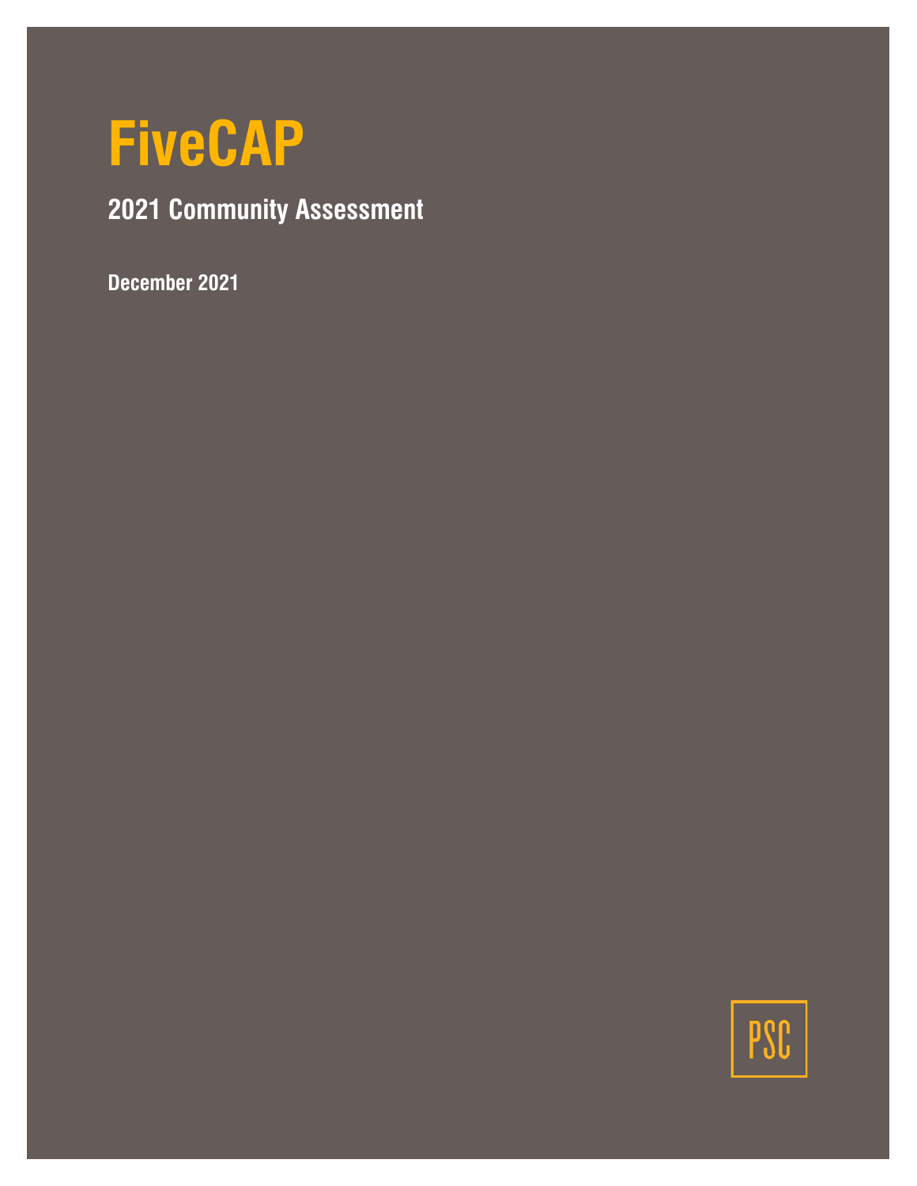# FiveCAP

## 2021 Community Assessment

**December 2021**

PSC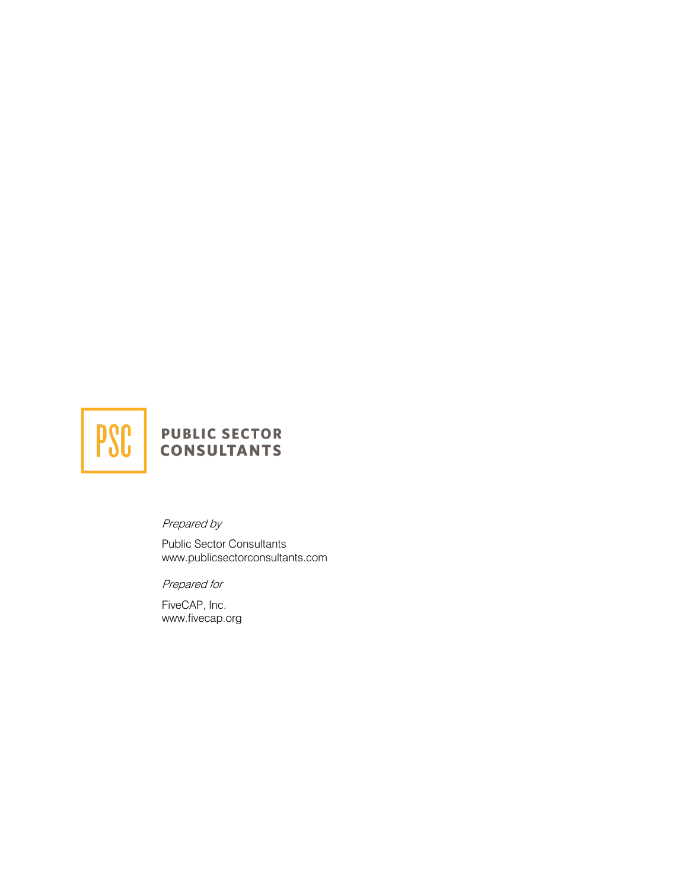PSC

PUBLIC SECTOR
CONSULTANTS

*Prepared by*

Public Sector Consultants
www.publicsectorconsultants.com

*Prepared for*

FiveCAP, Inc.
www.fivecap.org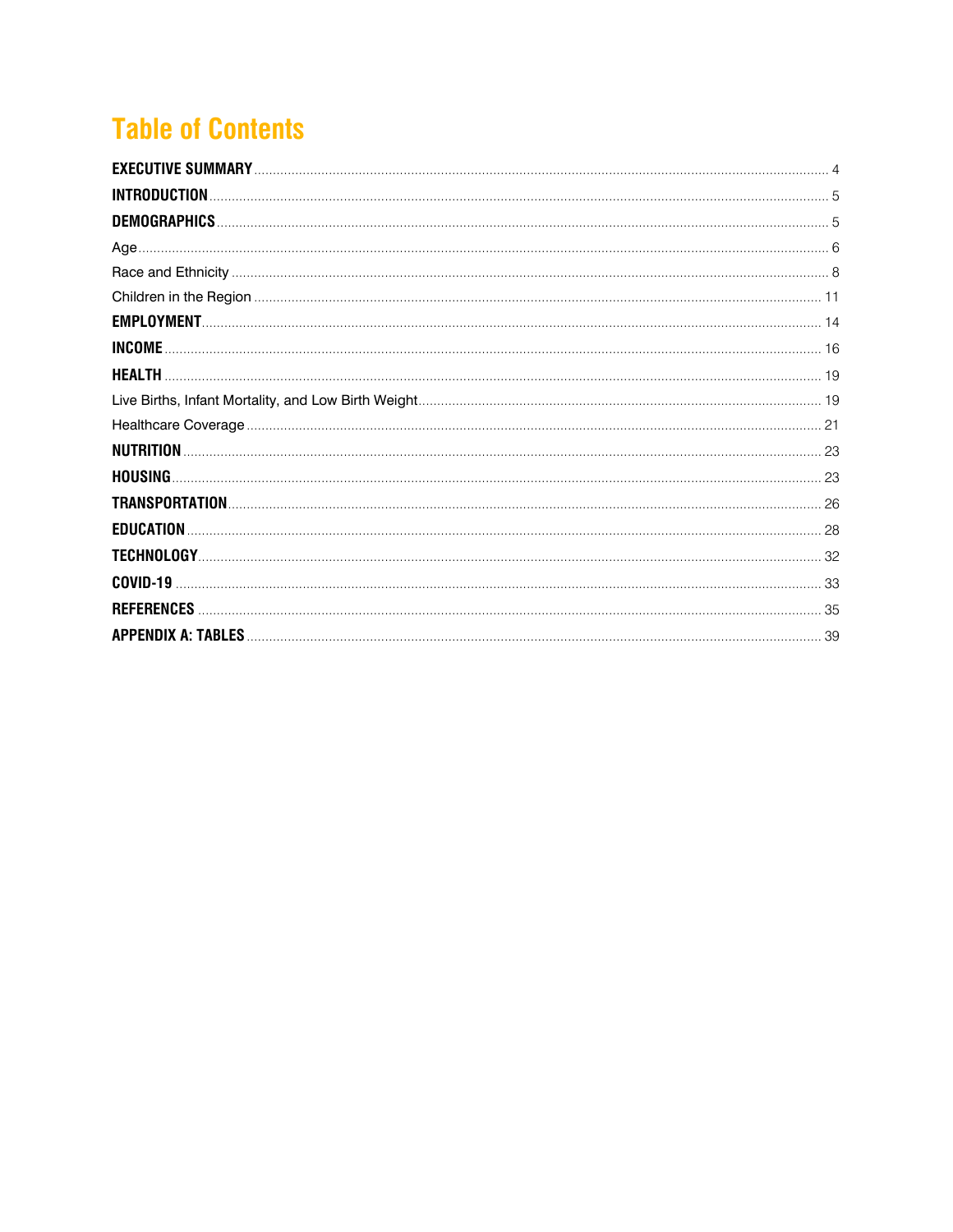# Table of Contents

**EXECUTIVE SUMMARY** ..... 4
**INTRODUCTION** ..... 5
**DEMOGRAPHICS** ..... 5
Age ..... 6
Race and Ethnicity ..... 8
Children in the Region ..... 11
**EMPLOYMENT** ..... 14
**INCOME** ..... 16
**HEALTH** ..... 19
Live Births, Infant Mortality, and Low Birth Weight ..... 19
Healthcare Coverage ..... 21
**NUTRITION** ..... 23
**HOUSING** ..... 23
**TRANSPORTATION** ..... 26
**EDUCATION** ..... 28
**TECHNOLOGY** ..... 32
**COVID-19** ..... 33
**REFERENCES** ..... 35
**APPENDIX A: TABLES** ..... 39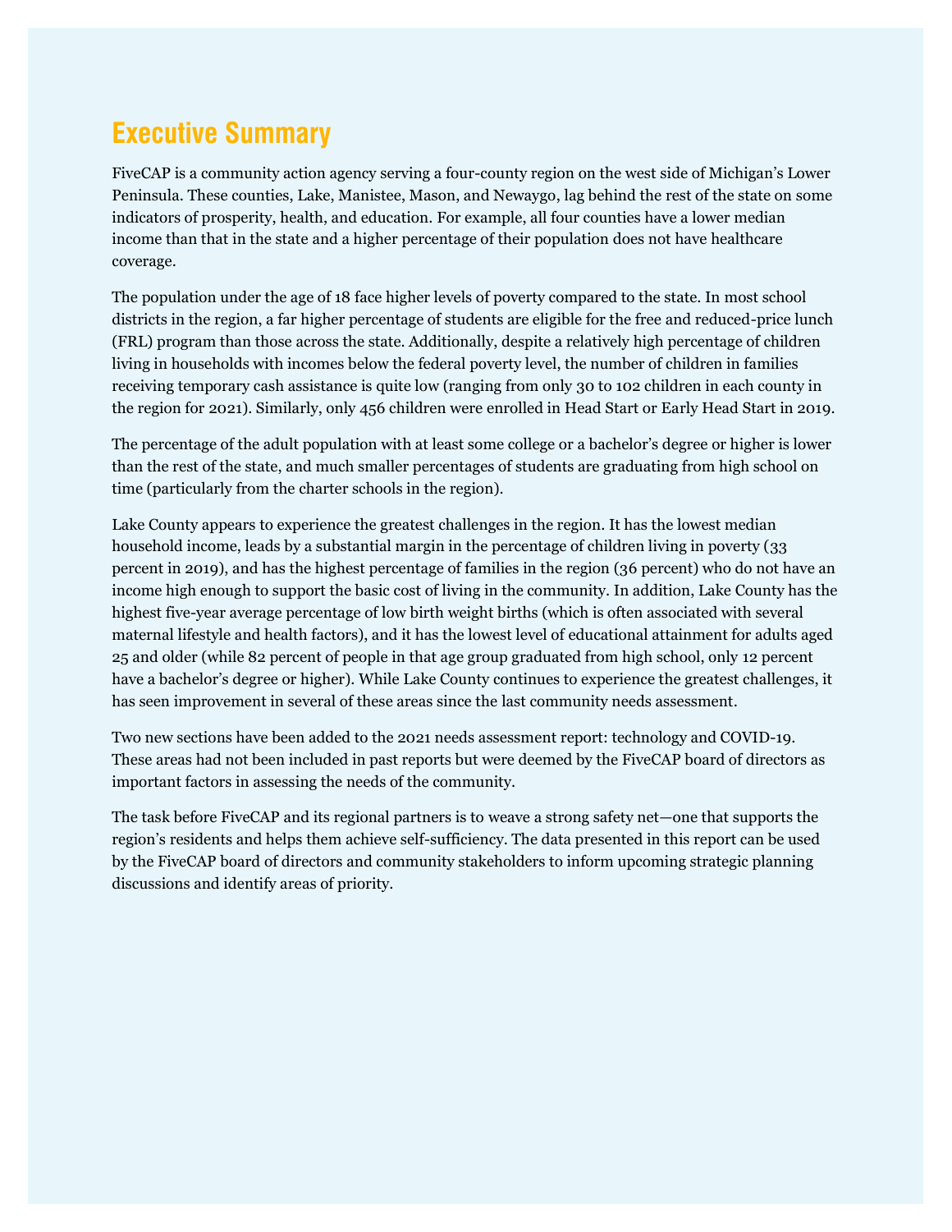# Executive Summary

FiveCAP is a community action agency serving a four-county region on the west side of Michigan's Lower Peninsula. These counties, Lake, Manistee, Mason, and Newaygo, lag behind the rest of the state on some indicators of prosperity, health, and education. For example, all four counties have a lower median income than that in the state and a higher percentage of their population does not have healthcare coverage.

The population under the age of 18 face higher levels of poverty compared to the state. In most school districts in the region, a far higher percentage of students are eligible for the free and reduced-price lunch (FRL) program than those across the state. Additionally, despite a relatively high percentage of children living in households with incomes below the federal poverty level, the number of children in families receiving temporary cash assistance is quite low (ranging from only 30 to 102 children in each county in the region for 2021). Similarly, only 456 children were enrolled in Head Start or Early Head Start in 2019.

The percentage of the adult population with at least some college or a bachelor's degree or higher is lower than the rest of the state, and much smaller percentages of students are graduating from high school on time (particularly from the charter schools in the region).

Lake County appears to experience the greatest challenges in the region. It has the lowest median household income, leads by a substantial margin in the percentage of children living in poverty (33 percent in 2019), and has the highest percentage of families in the region (36 percent) who do not have an income high enough to support the basic cost of living in the community. In addition, Lake County has the highest five-year average percentage of low birth weight births (which is often associated with several maternal lifestyle and health factors), and it has the lowest level of educational attainment for adults aged 25 and older (while 82 percent of people in that age group graduated from high school, only 12 percent have a bachelor's degree or higher). While Lake County continues to experience the greatest challenges, it has seen improvement in several of these areas since the last community needs assessment.

Two new sections have been added to the 2021 needs assessment report: technology and COVID-19. These areas had not been included in past reports but were deemed by the FiveCAP board of directors as important factors in assessing the needs of the community.

The task before FiveCAP and its regional partners is to weave a strong safety net—one that supports the region's residents and helps them achieve self-sufficiency. The data presented in this report can be used by the FiveCAP board of directors and community stakeholders to inform upcoming strategic planning discussions and identify areas of priority.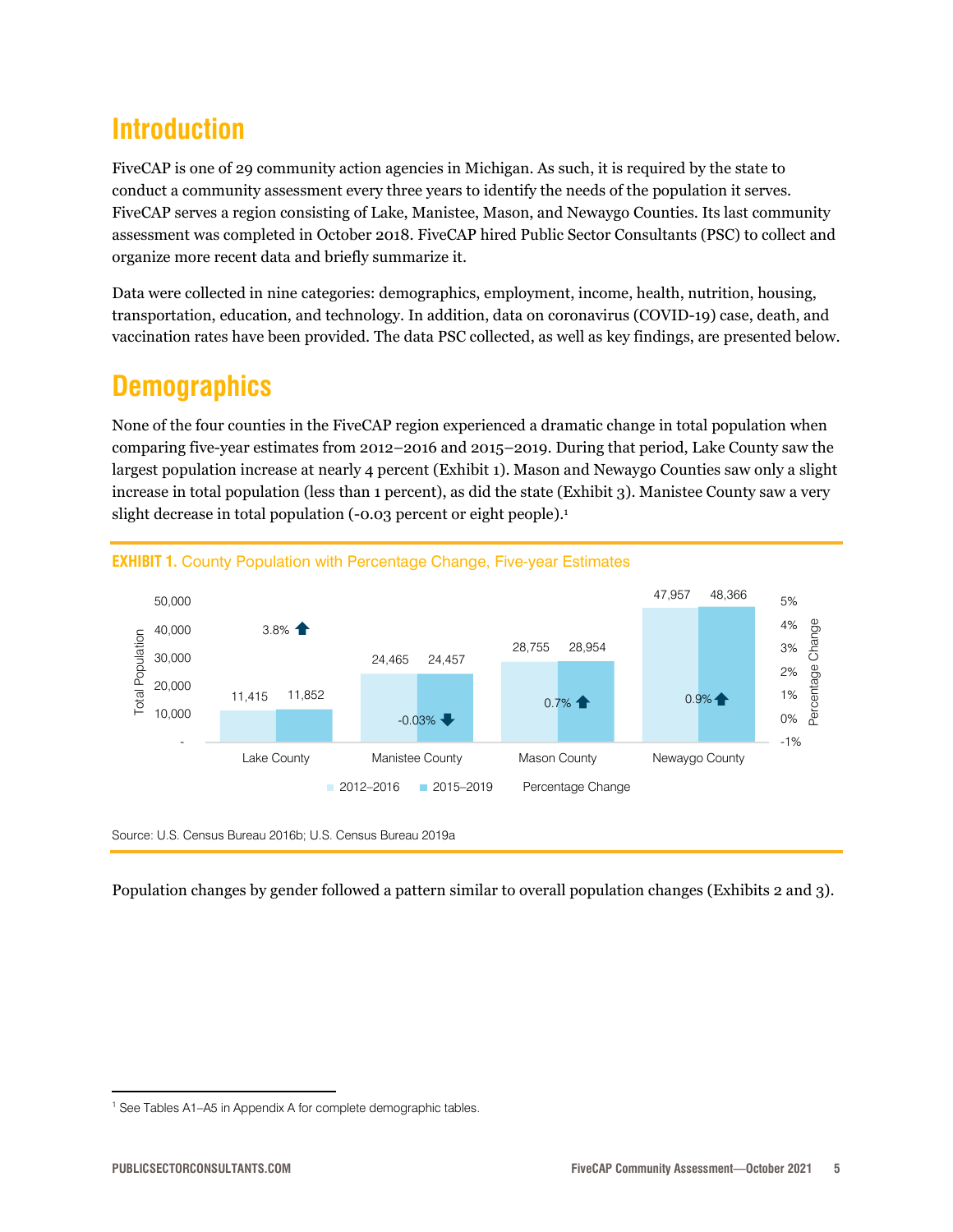# Introduction

FiveCAP is one of 29 community action agencies in Michigan. As such, it is required by the state to conduct a community assessment every three years to identify the needs of the population it serves. FiveCAP serves a region consisting of Lake, Manistee, Mason, and Newaygo Counties. Its last community assessment was completed in October 2018. FiveCAP hired Public Sector Consultants (PSC) to collect and organize more recent data and briefly summarize it.

Data were collected in nine categories: demographics, employment, income, health, nutrition, housing, transportation, education, and technology. In addition, data on coronavirus (COVID-19) case, death, and vaccination rates have been provided. The data PSC collected, as well as key findings, are presented below.

# Demographics

None of the four counties in the FiveCAP region experienced a dramatic change in total population when comparing five-year estimates from 2012–2016 and 2015–2019. During that period, Lake County saw the largest population increase at nearly 4 percent (Exhibit 1). Mason and Newaygo Counties saw only a slight increase in total population (less than 1 percent), as did the state (Exhibit 3). Manistee County saw a very slight decrease in total population (-0.03 percent or eight people).[1]

**EXHIBIT 1.** County Population with Percentage Change, Five-year Estimates

Total Population
50,000
40,000
30,000
20,000
10,000
-

Percentage Change
5%
4%
3%
2%
1%
0%
-1%

Lake County: 11,415 | 11,852 | 3.8%
Manistee County: 24,465 | 24,457 | -0.03%
Mason County: 28,755 | 28,954 | 0.7%
Newaygo County: 47,957 | 48,366 | 0.9%

2012–2016 | 2015–2019 | Percentage Change

Source: U.S. Census Bureau 2016b; U.S. Census Bureau 2019a

Population changes by gender followed a pattern similar to overall population changes (Exhibits 2 and 3).

[1] See Tables A1–A5 in Appendix A for complete demographic tables.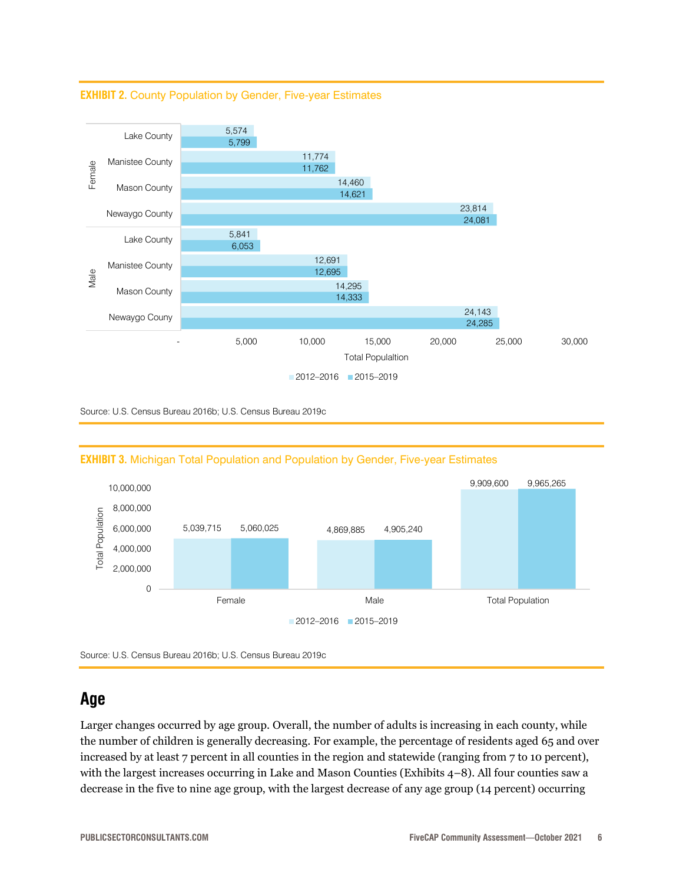**EXHIBIT 2.** County Population by Gender, Five-year Estimates

Female
Lake County
5,574
5,799
Manistee County
11,774
11,762
Mason County
14,460
14,621
Newaygo County
23,814
24,081

Male
Lake County
5,841
6,053
Manistee County
12,691
12,695
Mason County
14,295
14,333
Newaygo Couny
24,143
24,285

- 
5,000
10,000
15,000
20,000
25,000
30,000
Total Populaltion

2012–2016 2015–2019

Source: U.S. Census Bureau 2016b; U.S. Census Bureau 2019c

**EXHIBIT 3.** Michigan Total Population and Population by Gender, Five-year Estimates

10,000,000
8,000,000
6,000,000
4,000,000
2,000,000
0
Total Population

Female
5,039,715
5,060,025

Male
4,869,885
4,905,240

Total Population
9,909,600
9,965,265

2012–2016 2015–2019

Source: U.S. Census Bureau 2016b; U.S. Census Bureau 2019c

## Age

Larger changes occurred by age group. Overall, the number of adults is increasing in each county, while the number of children is generally decreasing. For example, the percentage of residents aged 65 and over increased by at least 7 percent in all counties in the region and statewide (ranging from 7 to 10 percent), with the largest increases occurring in Lake and Mason Counties (Exhibits 4–8). All four counties saw a decrease in the five to nine age group, with the largest decrease of any age group (14 percent) occurring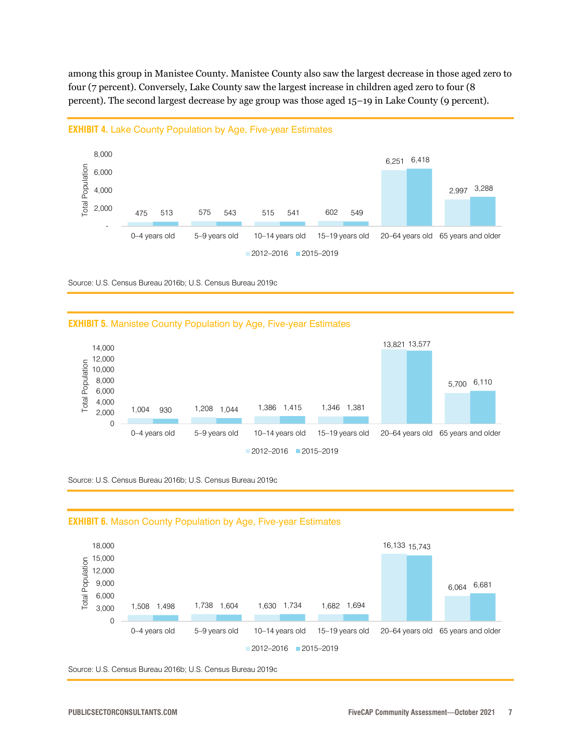among this group in Manistee County. Manistee County also saw the largest decrease in those aged zero to four (7 percent). Conversely, Lake County saw the largest increase in children aged zero to four (8 percent). The second largest decrease by age group was those aged 15–19 in Lake County (9 percent).

**EXHIBIT 4.** Lake County Population by Age, Five-year Estimates

Total Population

8,000
6,000
4,000
2,000
-

0–4 years old: 475, 513
5–9 years old: 575, 543
10–14 years old: 515, 541
15–19 years old: 602, 549
20–64 years old: 6,251, 6,418
65 years and older: 2,997, 3,288

2012–2016
2015–2019

Source: U.S. Census Bureau 2016b; U.S. Census Bureau 2019c

**EXHIBIT 5.** Manistee County Population by Age, Five-year Estimates

Total Population

14,000
12,000
10,000
8,000
6,000
4,000
2,000
0

0–4 years old: 1,004, 930
5–9 years old: 1,208, 1,044
10–14 years old: 1,386, 1,415
15–19 years old: 1,346, 1,381
20–64 years old: 13,821, 13,577
65 years and older: 5,700, 6,110

2012–2016
2015–2019

Source: U.S. Census Bureau 2016b; U.S. Census Bureau 2019c

**EXHIBIT 6.** Mason County Population by Age, Five-year Estimates

Total Population

18,000
15,000
12,000
9,000
6,000
3,000
0

0–4 years old: 1,508, 1,498
5–9 years old: 1,738, 1,604
10–14 years old: 1,630, 1,734
15–19 years old: 1,682, 1,694
20–64 years old: 16,133, 15,743
65 years and older: 6,064, 6,681

2012–2016
2015–2019

Source: U.S. Census Bureau 2016b; U.S. Census Bureau 2019c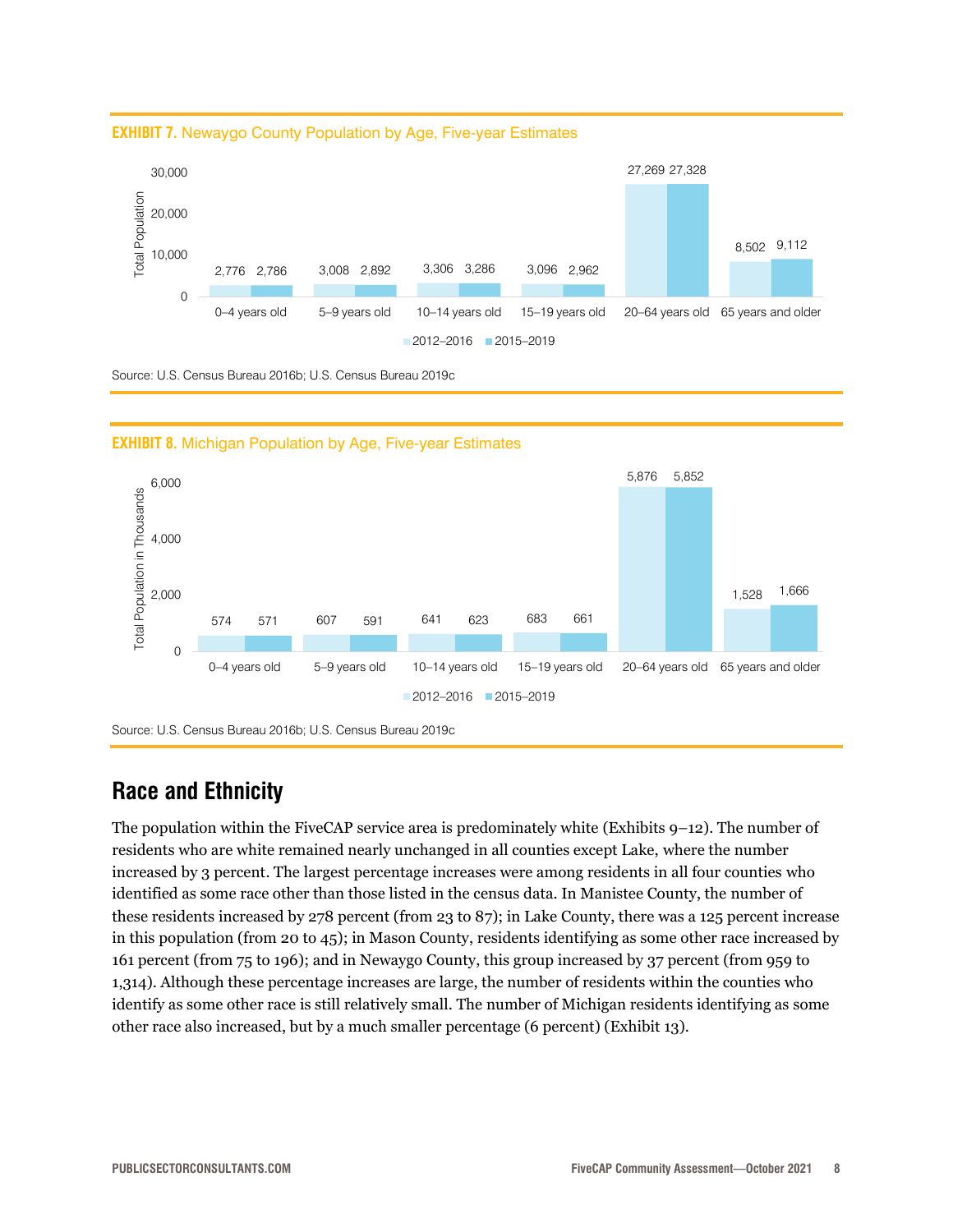**EXHIBIT 7.** Newaygo County Population by Age, Five-year Estimates

| Age group | 2012–2016 | 2015–2019 |
| --- | --- | --- |
| 0–4 years old | 2,776 | 2,786 |
| 5–9 years old | 3,008 | 2,892 |
| 10–14 years old | 3,306 | 3,286 |
| 15–19 years old | 3,096 | 2,962 |
| 20–64 years old | 27,269 | 27,328 |
| 65 years and older | 8,502 | 9,112 |

Source: U.S. Census Bureau 2016b; U.S. Census Bureau 2019c

**EXHIBIT 8.** Michigan Population by Age, Five-year Estimates

| Age group (Total Population in Thousands) | 2012–2016 | 2015–2019 |
| --- | --- | --- |
| 0–4 years old | 574 | 571 |
| 5–9 years old | 607 | 591 |
| 10–14 years old | 641 | 623 |
| 15–19 years old | 683 | 661 |
| 20–64 years old | 5,876 | 5,852 |
| 65 years and older | 1,528 | 1,666 |

Source: U.S. Census Bureau 2016b; U.S. Census Bureau 2019c

## Race and Ethnicity

The population within the FiveCAP service area is predominately white (Exhibits 9–12). The number of residents who are white remained nearly unchanged in all counties except Lake, where the number increased by 3 percent. The largest percentage increases were among residents in all four counties who identified as some race other than those listed in the census data. In Manistee County, the number of these residents increased by 278 percent (from 23 to 87); in Lake County, there was a 125 percent increase in this population (from 20 to 45); in Mason County, residents identifying as some other race increased by 161 percent (from 75 to 196); and in Newaygo County, this group increased by 37 percent (from 959 to 1,314). Although these percentage increases are large, the number of residents within the counties who identify as some other race is still relatively small. The number of Michigan residents identifying as some other race also increased, but by a much smaller percentage (6 percent) (Exhibit 13).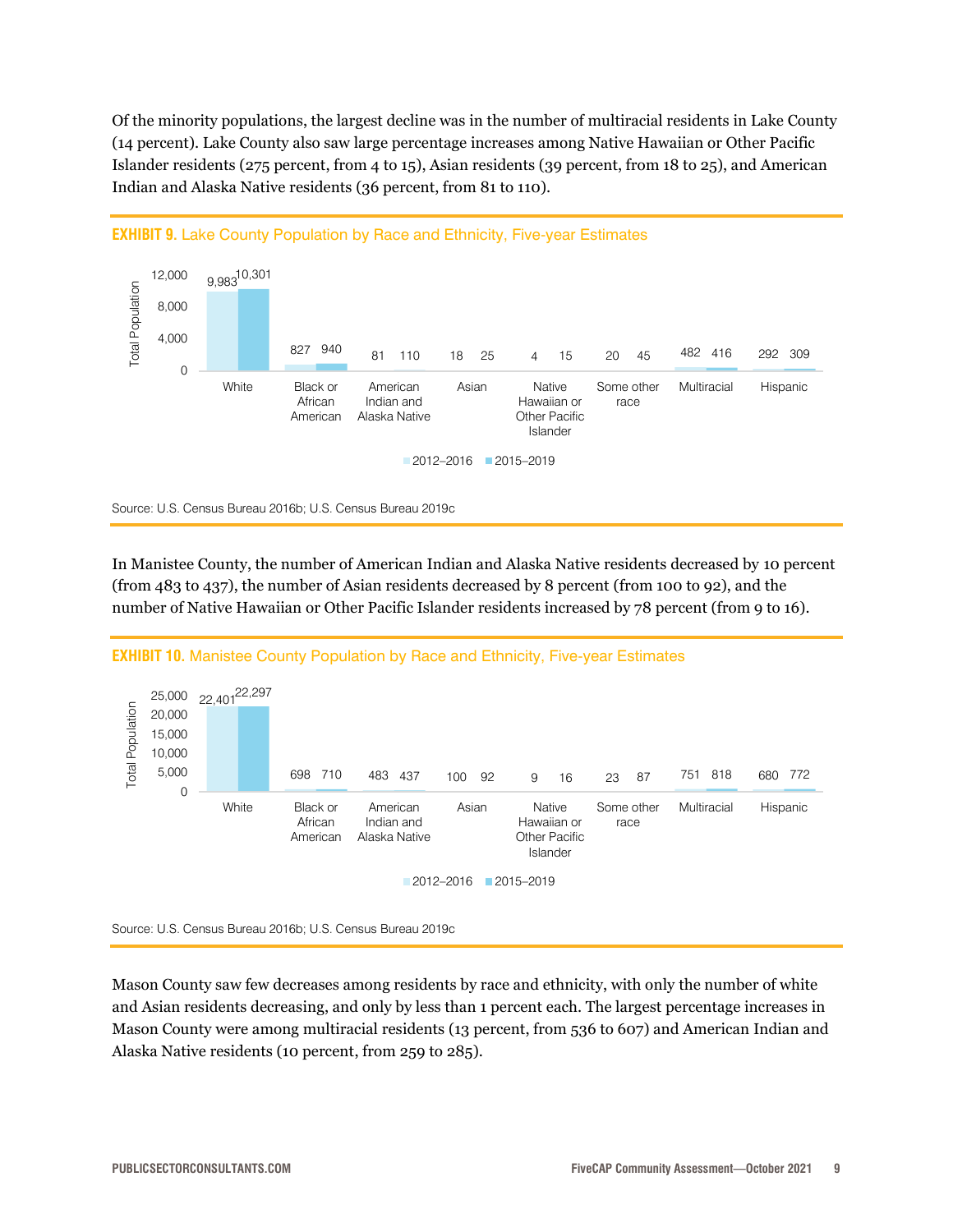Of the minority populations, the largest decline was in the number of multiracial residents in Lake County (14 percent). Lake County also saw large percentage increases among Native Hawaiian or Other Pacific Islander residents (275 percent, from 4 to 15), Asian residents (39 percent, from 18 to 25), and American Indian and Alaska Native residents (36 percent, from 81 to 110).

**EXHIBIT 9.** Lake County Population by Race and Ethnicity, Five-year Estimates

Total Population

12,000
8,000
4,000
0

White: 9,983 10,301
Black or African American: 827 940
American Indian and Alaska Native: 81 110
Asian: 18 25
Native Hawaiian or Other Pacific Islander: 4 15
Some other race: 20 45
Multiracial: 482 416
Hispanic: 292 309

2012–2016 2015–2019

Source: U.S. Census Bureau 2016b; U.S. Census Bureau 2019c

In Manistee County, the number of American Indian and Alaska Native residents decreased by 10 percent (from 483 to 437), the number of Asian residents decreased by 8 percent (from 100 to 92), and the number of Native Hawaiian or Other Pacific Islander residents increased by 78 percent (from 9 to 16).

**EXHIBIT 10.** Manistee County Population by Race and Ethnicity, Five-year Estimates

Total Population

25,000
20,000
15,000
10,000
5,000
0

White: 22,401 22,297
Black or African American: 698 710
American Indian and Alaska Native: 483 437
Asian: 100 92
Native Hawaiian or Other Pacific Islander: 9 16
Some other race: 23 87
Multiracial: 751 818
Hispanic: 680 772

2012–2016 2015–2019

Source: U.S. Census Bureau 2016b; U.S. Census Bureau 2019c

Mason County saw few decreases among residents by race and ethnicity, with only the number of white and Asian residents decreasing, and only by less than 1 percent each. The largest percentage increases in Mason County were among multiracial residents (13 percent, from 536 to 607) and American Indian and Alaska Native residents (10 percent, from 259 to 285).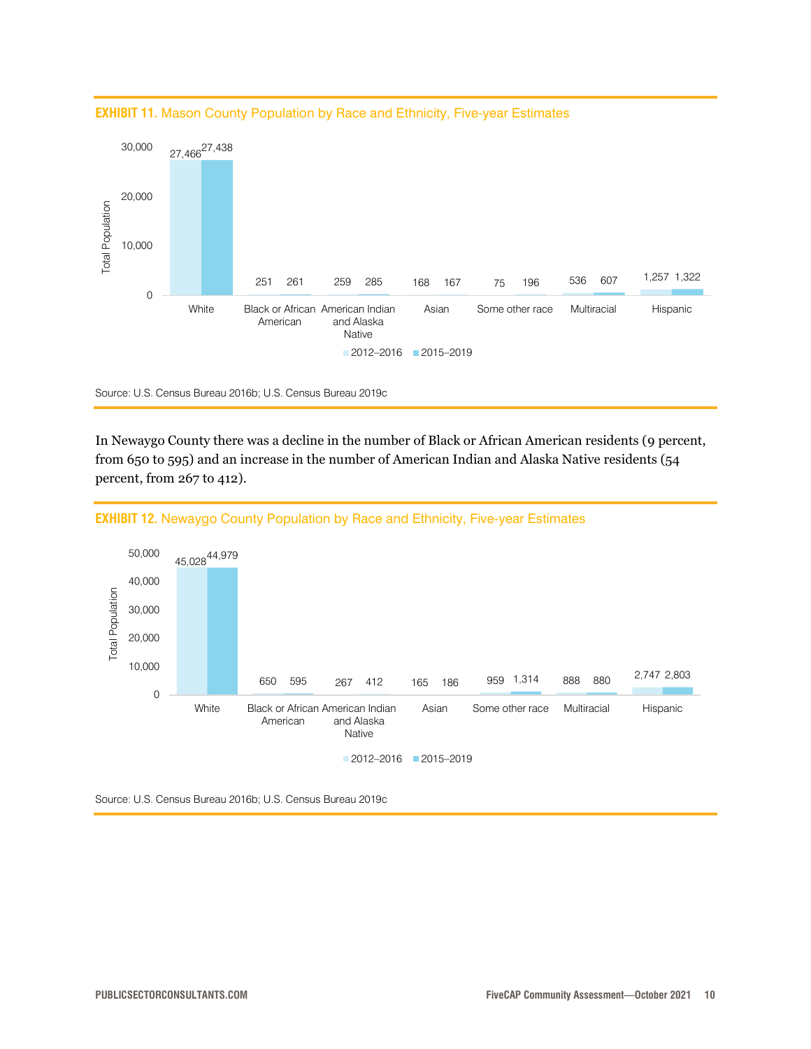**EXHIBIT 11.** Mason County Population by Race and Ethnicity, Five-year Estimates

Total Population

30,000
20,000
10,000
0

White: 27,466 27,438
Black or African American: 251 261
American Indian and Alaska Native: 259 285
Asian: 168 167
Some other race: 75 196
Multiracial: 536 607
Hispanic: 1,257 1,322

2012–2016 2015–2019

Source: U.S. Census Bureau 2016b; U.S. Census Bureau 2019c

In Newaygo County there was a decline in the number of Black or African American residents (9 percent, from 650 to 595) and an increase in the number of American Indian and Alaska Native residents (54 percent, from 267 to 412).

**EXHIBIT 12.** Newaygo County Population by Race and Ethnicity, Five-year Estimates

Total Population

50,000
40,000
30,000
20,000
10,000
0

White: 45,028 44,979
Black or African American: 650 595
American Indian and Alaska Native: 267 412
Asian: 165 186
Some other race: 959 1,314
Multiracial: 888 880
Hispanic: 2,747 2,803

2012–2016 2015–2019

Source: U.S. Census Bureau 2016b; U.S. Census Bureau 2019c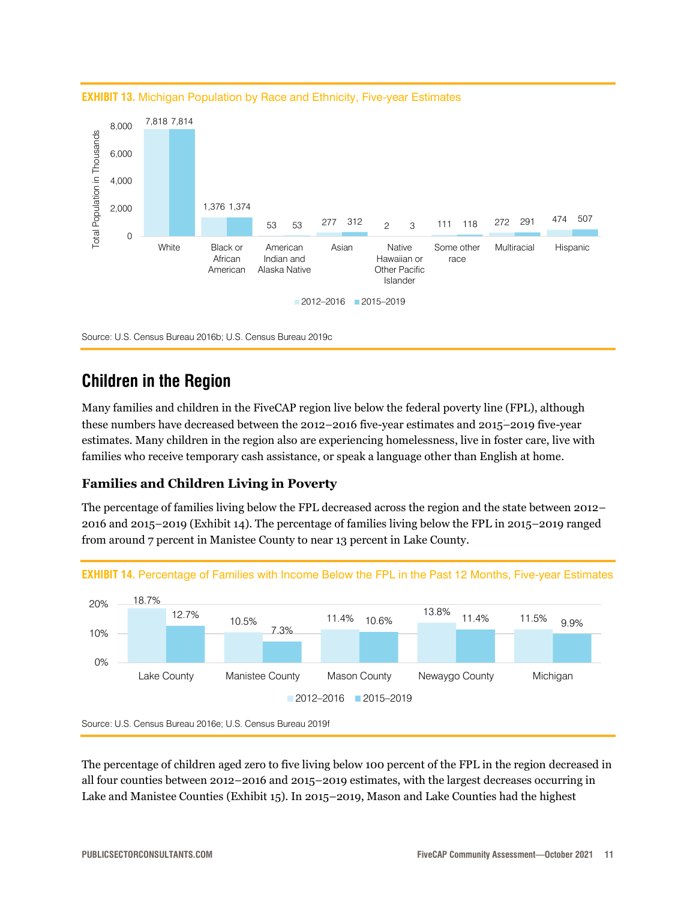**EXHIBIT 13.** Michigan Population by Race and Ethnicity, Five-year Estimates

Total Population in Thousands

8,000
6,000
4,000
2,000
0

7,818 7,814
White

1,376 1,374
Black or African American

53 53
American Indian and Alaska Native

277 312
Asian

2 3
Native Hawaiian or Other Pacific Islander

111 118
Some other race

272 291
Multiracial

474 507
Hispanic

2012–2016 2015–2019

Source: U.S. Census Bureau 2016b; U.S. Census Bureau 2019c

## Children in the Region

Many families and children in the FiveCAP region live below the federal poverty line (FPL), although these numbers have decreased between the 2012–2016 five-year estimates and 2015–2019 five-year estimates. Many children in the region also are experiencing homelessness, live in foster care, live with families who receive temporary cash assistance, or speak a language other than English at home.

### Families and Children Living in Poverty

The percentage of families living below the FPL decreased across the region and the state between 2012–2016 and 2015–2019 (Exhibit 14). The percentage of families living below the FPL in 2015–2019 ranged from around 7 percent in Manistee County to near 13 percent in Lake County.

**EXHIBIT 14.** Percentage of Families with Income Below the FPL in the Past 12 Months, Five-year Estimates

20%
10%
0%

18.7% 12.7%
Lake County

10.5% 7.3%
Manistee County

11.4% 10.6%
Mason County

13.8% 11.4%
Newaygo County

11.5% 9.9%
Michigan

2012–2016 2015–2019

Source: U.S. Census Bureau 2016e; U.S. Census Bureau 2019f

The percentage of children aged zero to five living below 100 percent of the FPL in the region decreased in all four counties between 2012–2016 and 2015–2019 estimates, with the largest decreases occurring in Lake and Manistee Counties (Exhibit 15). In 2015–2019, Mason and Lake Counties had the highest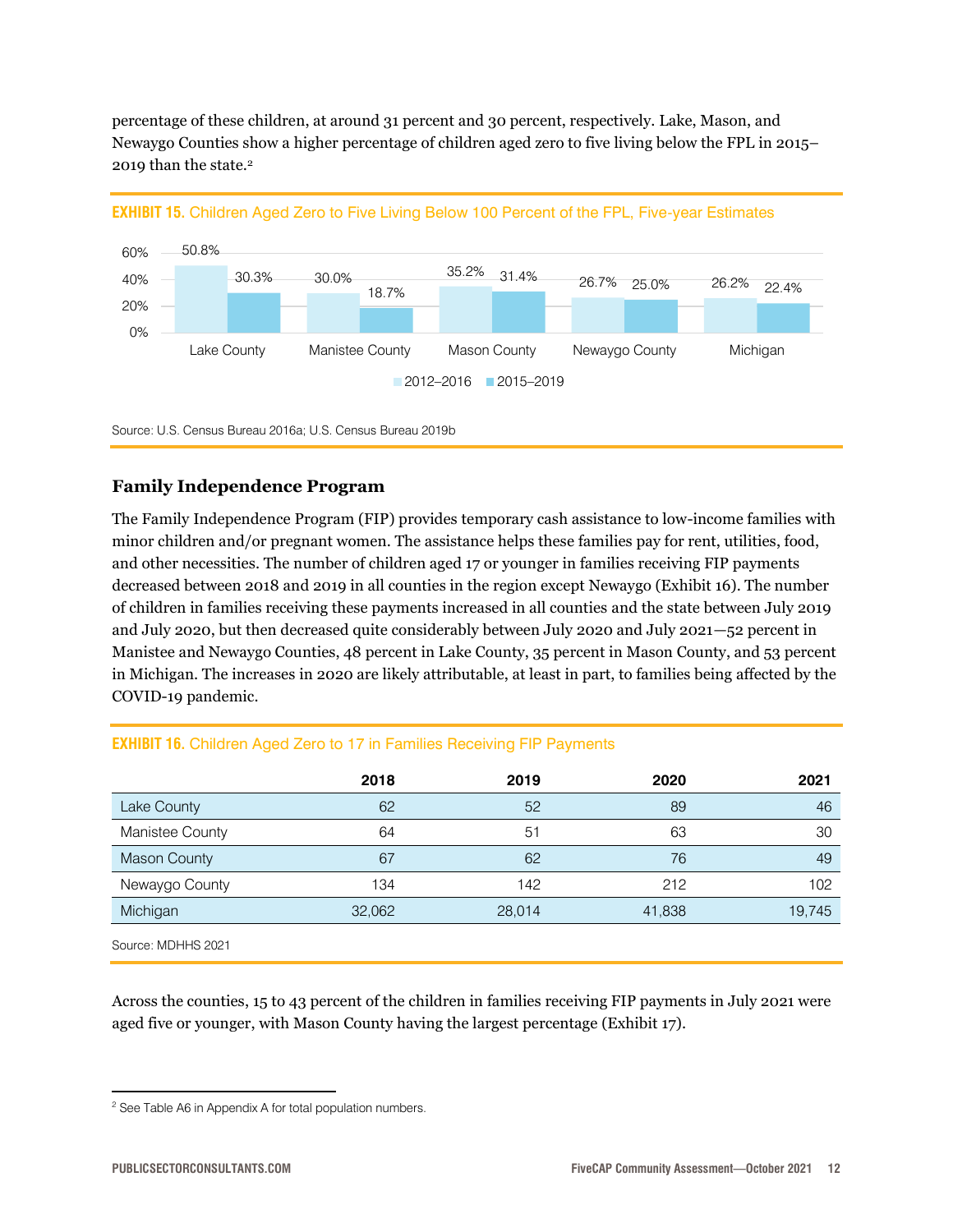percentage of these children, at around 31 percent and 30 percent, respectively. Lake, Mason, and Newaygo Counties show a higher percentage of children aged zero to five living below the FPL in 2015–2019 than the state.[2]

**EXHIBIT 15.** Children Aged Zero to Five Living Below 100 Percent of the FPL, Five-year Estimates

60%
40%
20%
0%

Lake County: 50.8%, 30.3%
Manistee County: 30.0%, 18.7%
Mason County: 35.2%, 31.4%
Newaygo County: 26.7%, 25.0%
Michigan: 26.2%, 22.4%

2012–2016 | 2015–2019

Source: U.S. Census Bureau 2016a; U.S. Census Bureau 2019b

### Family Independence Program

The Family Independence Program (FIP) provides temporary cash assistance to low-income families with minor children and/or pregnant women. The assistance helps these families pay for rent, utilities, food, and other necessities. The number of children aged 17 or younger in families receiving FIP payments decreased between 2018 and 2019 in all counties in the region except Newaygo (Exhibit 16). The number of children in families receiving these payments increased in all counties and the state between July 2019 and July 2020, but then decreased quite considerably between July 2020 and July 2021—52 percent in Manistee and Newaygo Counties, 48 percent in Lake County, 35 percent in Mason County, and 53 percent in Michigan. The increases in 2020 are likely attributable, at least in part, to families being affected by the COVID-19 pandemic.

**EXHIBIT 16.** Children Aged Zero to 17 in Families Receiving FIP Payments

| | 2018 | 2019 | 2020 | 2021 |
|---|---|---|---|---|
| Lake County | 62 | 52 | 89 | 46 |
| Manistee County | 64 | 51 | 63 | 30 |
| Mason County | 67 | 62 | 76 | 49 |
| Newaygo County | 134 | 142 | 212 | 102 |
| Michigan | 32,062 | 28,014 | 41,838 | 19,745 |

Source: MDHHS 2021

Across the counties, 15 to 43 percent of the children in families receiving FIP payments in July 2021 were aged five or younger, with Mason County having the largest percentage (Exhibit 17).

[2] See Table A6 in Appendix A for total population numbers.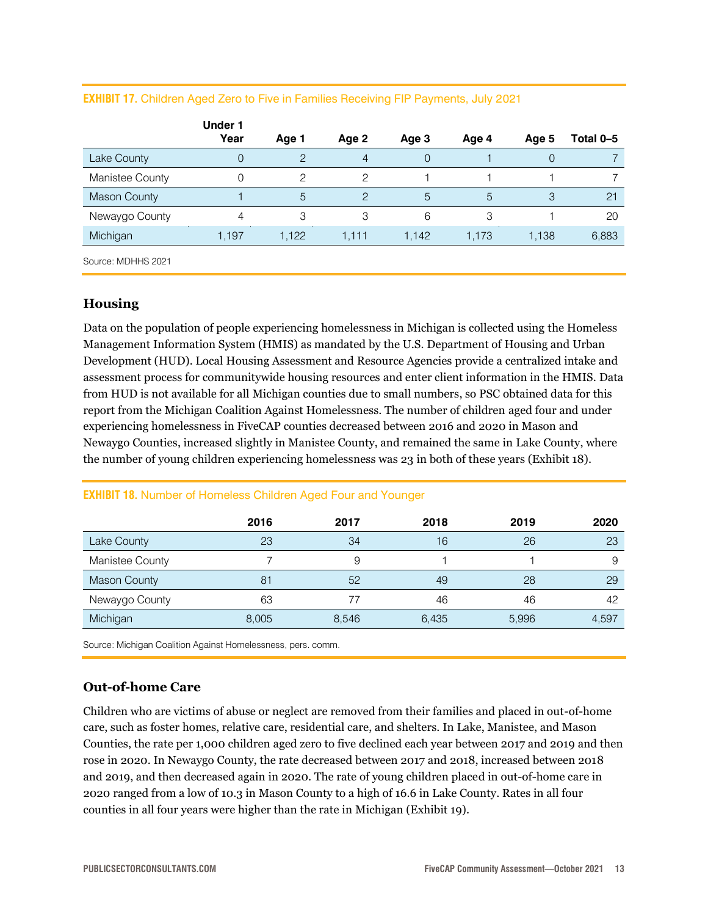**EXHIBIT 17.** Children Aged Zero to Five in Families Receiving FIP Payments, July 2021

| | Under 1 Year | Age 1 | Age 2 | Age 3 | Age 4 | Age 5 | Total 0–5 |
|---|---|---|---|---|---|---|---|
| Lake County | 0 | 2 | 4 | 0 | 1 | 0 | 7 |
| Manistee County | 0 | 2 | 2 | 1 | 1 | 1 | 7 |
| Mason County | 1 | 5 | 2 | 5 | 5 | 3 | 21 |
| Newaygo County | 4 | 3 | 3 | 6 | 3 | 1 | 20 |
| Michigan | 1,197 | 1,122 | 1,111 | 1,142 | 1,173 | 1,138 | 6,883 |

Source: MDHHS 2021

## Housing

Data on the population of people experiencing homelessness in Michigan is collected using the Homeless Management Information System (HMIS) as mandated by the U.S. Department of Housing and Urban Development (HUD). Local Housing Assessment and Resource Agencies provide a centralized intake and assessment process for communitywide housing resources and enter client information in the HMIS. Data from HUD is not available for all Michigan counties due to small numbers, so PSC obtained data for this report from the Michigan Coalition Against Homelessness. The number of children aged four and under experiencing homelessness in FiveCAP counties decreased between 2016 and 2020 in Mason and Newaygo Counties, increased slightly in Manistee County, and remained the same in Lake County, where the number of young children experiencing homelessness was 23 in both of these years (Exhibit 18).

**EXHIBIT 18.** Number of Homeless Children Aged Four and Younger

| | 2016 | 2017 | 2018 | 2019 | 2020 |
|---|---|---|---|---|---|
| Lake County | 23 | 34 | 16 | 26 | 23 |
| Manistee County | 7 | 9 | 1 | 1 | 9 |
| Mason County | 81 | 52 | 49 | 28 | 29 |
| Newaygo County | 63 | 77 | 46 | 46 | 42 |
| Michigan | 8,005 | 8,546 | 6,435 | 5,996 | 4,597 |

Source: Michigan Coalition Against Homelessness, pers. comm.

## Out-of-home Care

Children who are victims of abuse or neglect are removed from their families and placed in out-of-home care, such as foster homes, relative care, residential care, and shelters. In Lake, Manistee, and Mason Counties, the rate per 1,000 children aged zero to five declined each year between 2017 and 2019 and then rose in 2020. In Newaygo County, the rate decreased between 2017 and 2018, increased between 2018 and 2019, and then decreased again in 2020. The rate of young children placed in out-of-home care in 2020 ranged from a low of 10.3 in Mason County to a high of 16.6 in Lake County. Rates in all four counties in all four years were higher than the rate in Michigan (Exhibit 19).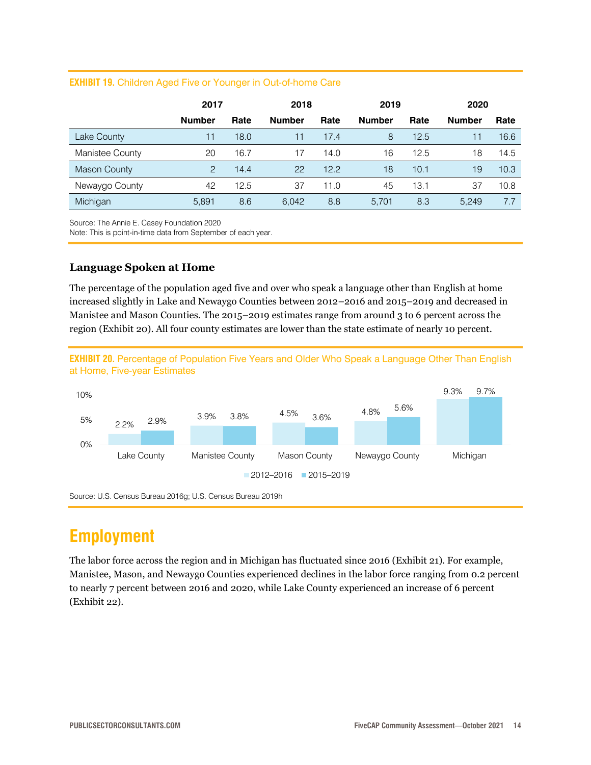**EXHIBIT 19.** Children Aged Five or Younger in Out-of-home Care

| | 2017 | | 2018 | | 2019 | | 2020 | |
|---|---|---|---|---|---|---|---|---|
| | Number | Rate | Number | Rate | Number | Rate | Number | Rate |
| Lake County | 11 | 18.0 | 11 | 17.4 | 8 | 12.5 | 11 | 16.6 |
| Manistee County | 20 | 16.7 | 17 | 14.0 | 16 | 12.5 | 18 | 14.5 |
| Mason County | 2 | 14.4 | 22 | 12.2 | 18 | 10.1 | 19 | 10.3 |
| Newaygo County | 42 | 12.5 | 37 | 11.0 | 45 | 13.1 | 37 | 10.8 |
| Michigan | 5,891 | 8.6 | 6,042 | 8.8 | 5,701 | 8.3 | 5,249 | 7.7 |

Source: The Annie E. Casey Foundation 2020
Note: This is point-in-time data from September of each year.

### Language Spoken at Home

The percentage of the population aged five and over who speak a language other than English at home increased slightly in Lake and Newaygo Counties between 2012–2016 and 2015–2019 and decreased in Manistee and Mason Counties. The 2015–2019 estimates range from around 3 to 6 percent across the region (Exhibit 20). All four county estimates are lower than the state estimate of nearly 10 percent.

**EXHIBIT 20.** Percentage of Population Five Years and Older Who Speak a Language Other Than English at Home, Five-year Estimates

10%
5%
0%

Lake County: 2.2% 2.9%
Manistee County: 3.9% 3.8%
Mason County: 4.5% 3.6%
Newaygo County: 4.8% 5.6%
Michigan: 9.3% 9.7%

2012–2016 2015–2019

Source: U.S. Census Bureau 2016g; U.S. Census Bureau 2019h

# Employment

The labor force across the region and in Michigan has fluctuated since 2016 (Exhibit 21). For example, Manistee, Mason, and Newaygo Counties experienced declines in the labor force ranging from 0.2 percent to nearly 7 percent between 2016 and 2020, while Lake County experienced an increase of 6 percent (Exhibit 22).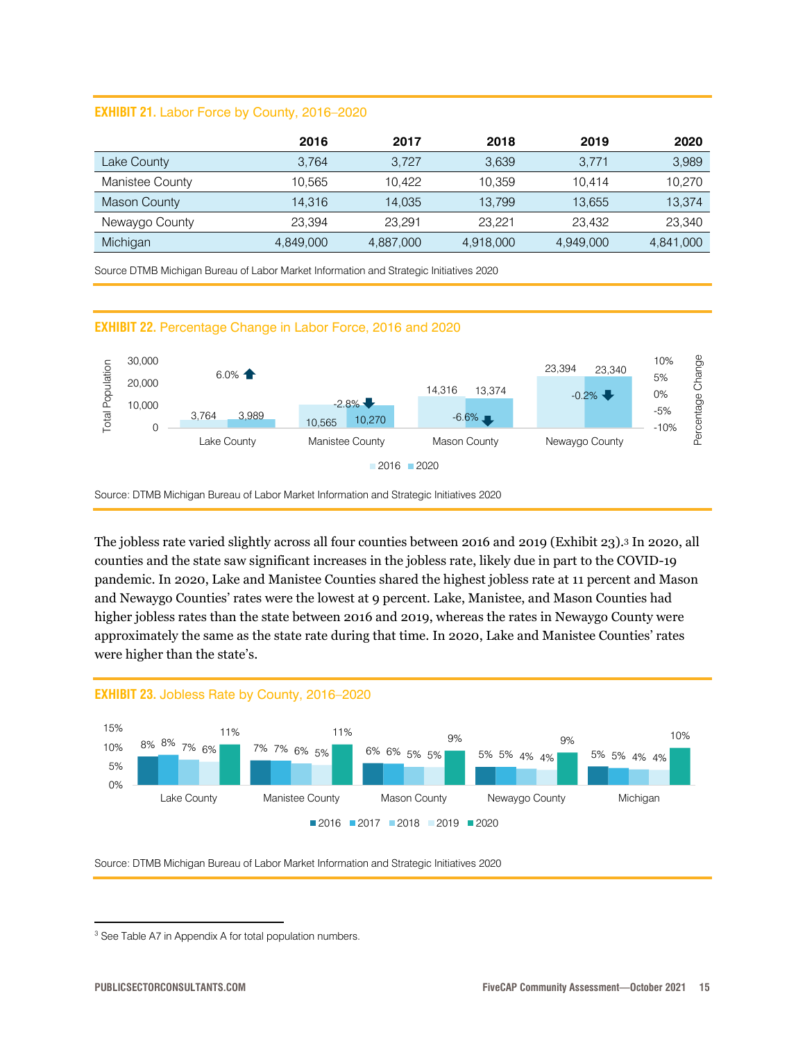**EXHIBIT 21.** Labor Force by County, 2016–2020

| | 2016 | 2017 | 2018 | 2019 | 2020 |
|---|---|---|---|---|---|
| Lake County | 3,764 | 3,727 | 3,639 | 3,771 | 3,989 |
| Manistee County | 10,565 | 10,422 | 10,359 | 10,414 | 10,270 |
| Mason County | 14,316 | 14,035 | 13,799 | 13,655 | 13,374 |
| Newaygo County | 23,394 | 23,291 | 23,221 | 23,432 | 23,340 |
| Michigan | 4,849,000 | 4,887,000 | 4,918,000 | 4,949,000 | 4,841,000 |

Source DTMB Michigan Bureau of Labor Market Information and Strategic Initiatives 2020

**EXHIBIT 22.** Percentage Change in Labor Force, 2016 and 2020

Total Population
30,000
20,000
10,000
0

Percentage Change
10%
5%
0%
-5%
-10%

Lake County: 3,764 | 3,989 | 6.0%
Manistee County: 10,565 | 10,270 | -2.8%
Mason County: 14,316 | 13,374 | -6.6%
Newaygo County: 23,394 | 23,340 | -0.2%

2016 2020

Source: DTMB Michigan Bureau of Labor Market Information and Strategic Initiatives 2020

The jobless rate varied slightly across all four counties between 2016 and 2019 (Exhibit 23).[3] In 2020, all counties and the state saw significant increases in the jobless rate, likely due in part to the COVID-19 pandemic. In 2020, Lake and Manistee Counties shared the highest jobless rate at 11 percent and Mason and Newaygo Counties' rates were the lowest at 9 percent. Lake, Manistee, and Mason Counties had higher jobless rates than the state between 2016 and 2019, whereas the rates in Newaygo County were approximately the same as the state rate during that time. In 2020, Lake and Manistee Counties' rates were higher than the state's.

**EXHIBIT 23.** Jobless Rate by County, 2016–2020

15%
10%
5%
0%

Lake County: 8% 8% 7% 6% 11%
Manistee County: 7% 7% 6% 5% 11%
Mason County: 6% 6% 5% 5% 9%
Newaygo County: 5% 5% 4% 4% 9%
Michigan: 5% 5% 4% 4% 10%

2016 2017 2018 2019 2020

Source: DTMB Michigan Bureau of Labor Market Information and Strategic Initiatives 2020

[3] See Table A7 in Appendix A for total population numbers.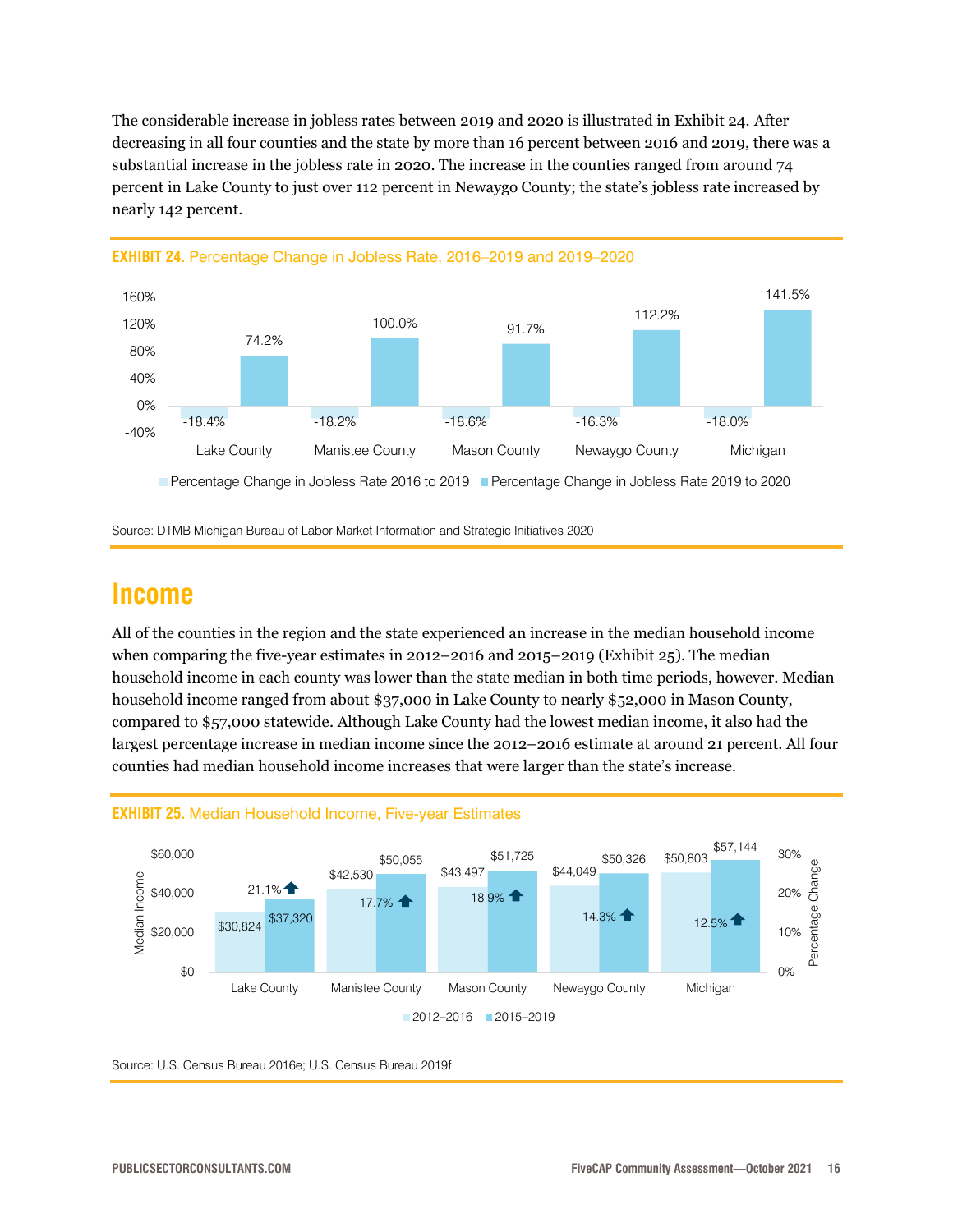The considerable increase in jobless rates between 2019 and 2020 is illustrated in Exhibit 24. After decreasing in all four counties and the state by more than 16 percent between 2016 and 2019, there was a substantial increase in the jobless rate in 2020. The increase in the counties ranged from around 74 percent in Lake County to just over 112 percent in Newaygo County; the state's jobless rate increased by nearly 142 percent.

**EXHIBIT 24.** Percentage Change in Jobless Rate, 2016–2019 and 2019–2020

160%
120%
80%
40%
0%
-40%

Lake County: -18.4%, 74.2%
Manistee County: -18.2%, 100.0%
Mason County: -18.6%, 91.7%
Newaygo County: -16.3%, 112.2%
Michigan: -18.0%, 141.5%

Percentage Change in Jobless Rate 2016 to 2019
Percentage Change in Jobless Rate 2019 to 2020

Source: DTMB Michigan Bureau of Labor Market Information and Strategic Initiatives 2020

# Income

All of the counties in the region and the state experienced an increase in the median household income when comparing the five-year estimates in 2012–2016 and 2015–2019 (Exhibit 25). The median household income in each county was lower than the state median in both time periods, however. Median household income ranged from about $37,000 in Lake County to nearly $52,000 in Mason County, compared to $57,000 statewide. Although Lake County had the lowest median income, it also had the largest percentage increase in median income since the 2012–2016 estimate at around 21 percent. All four counties had median household income increases that were larger than the state's increase.

**EXHIBIT 25.** Median Household Income, Five-year Estimates

Median Income: $60,000, $40,000, $20,000, $0
Percentage Change: 30%, 20%, 10%, 0%

Lake County: $30,824, $37,320, 21.1%
Manistee County: $42,530, $50,055, 17.7%
Mason County: $43,497, $51,725, 18.9%
Newaygo County: $44,049, $50,326, 14.3%
Michigan: $50,803, $57,144, 12.5%

2012–2016
2015–2019

Source: U.S. Census Bureau 2016e; U.S. Census Bureau 2019f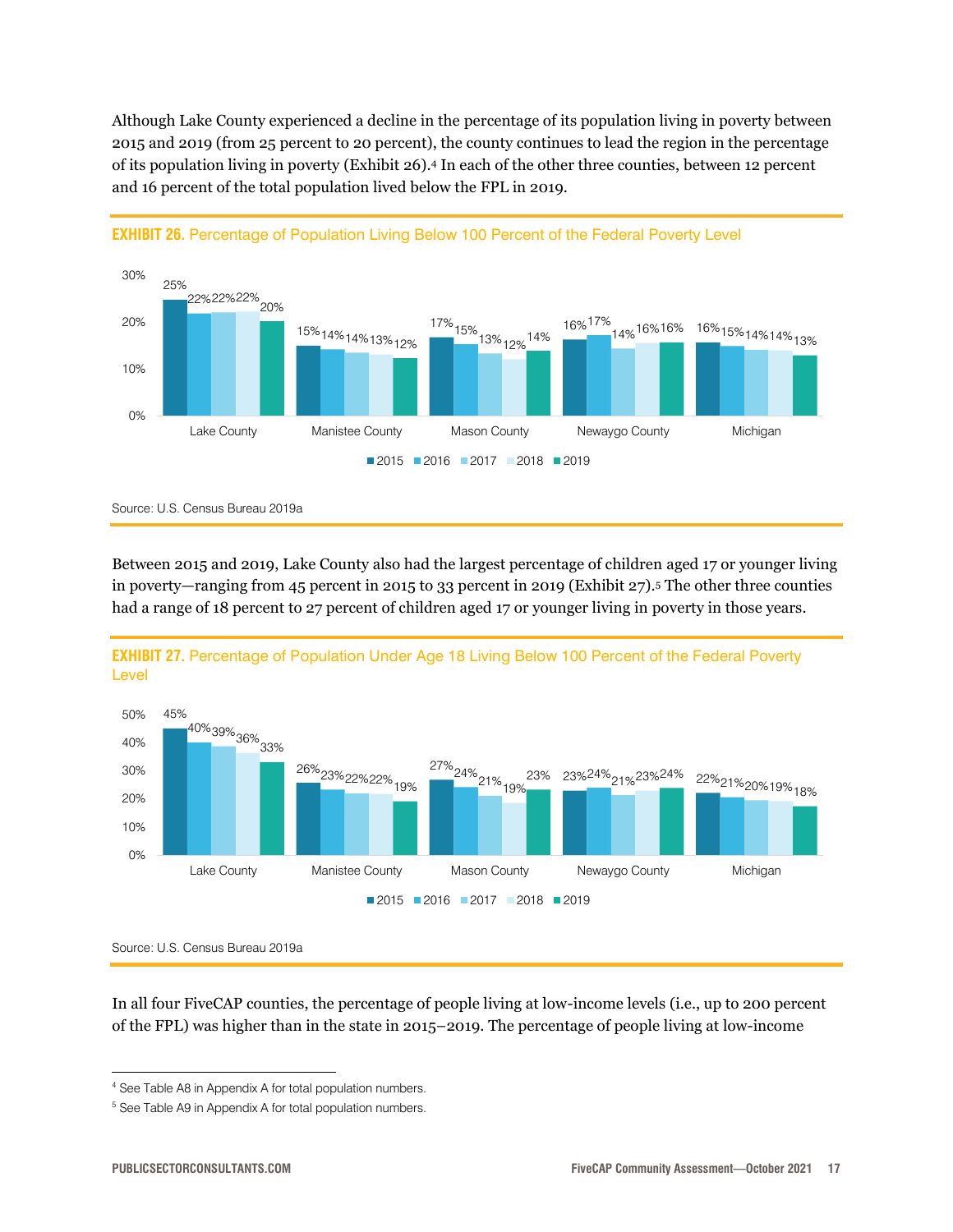Although Lake County experienced a decline in the percentage of its population living in poverty between 2015 and 2019 (from 25 percent to 20 percent), the county continues to lead the region in the percentage of its population living in poverty (Exhibit 26).[4] In each of the other three counties, between 12 percent and 16 percent of the total population lived below the FPL in 2019.

**EXHIBIT 26.** Percentage of Population Living Below 100 Percent of the Federal Poverty Level

30%
20%
10%
0%

Lake County: 25% 22% 22% 22% 20%
Manistee County: 15% 14% 14% 13% 12%
Mason County: 17% 15% 13% 12% 14%
Newaygo County: 16% 17% 14% 16% 16%
Michigan: 16% 15% 14% 14% 13%

2015 2016 2017 2018 2019

Source: U.S. Census Bureau 2019a

Between 2015 and 2019, Lake County also had the largest percentage of children aged 17 or younger living in poverty—ranging from 45 percent in 2015 to 33 percent in 2019 (Exhibit 27).[5] The other three counties had a range of 18 percent to 27 percent of children aged 17 or younger living in poverty in those years.

**EXHIBIT 27.** Percentage of Population Under Age 18 Living Below 100 Percent of the Federal Poverty Level

50%
40%
30%
20%
10%
0%

Lake County: 45% 40% 39% 36% 33%
Manistee County: 26% 23% 22% 22% 19%
Mason County: 27% 24% 21% 19% 23%
Newaygo County: 23% 24% 21% 23% 24%
Michigan: 22% 21% 20% 19% 18%

2015 2016 2017 2018 2019

Source: U.S. Census Bureau 2019a

In all four FiveCAP counties, the percentage of people living at low-income levels (i.e., up to 200 percent of the FPL) was higher than in the state in 2015–2019. The percentage of people living at low-income

[4] See Table A8 in Appendix A for total population numbers.

[5] See Table A9 in Appendix A for total population numbers.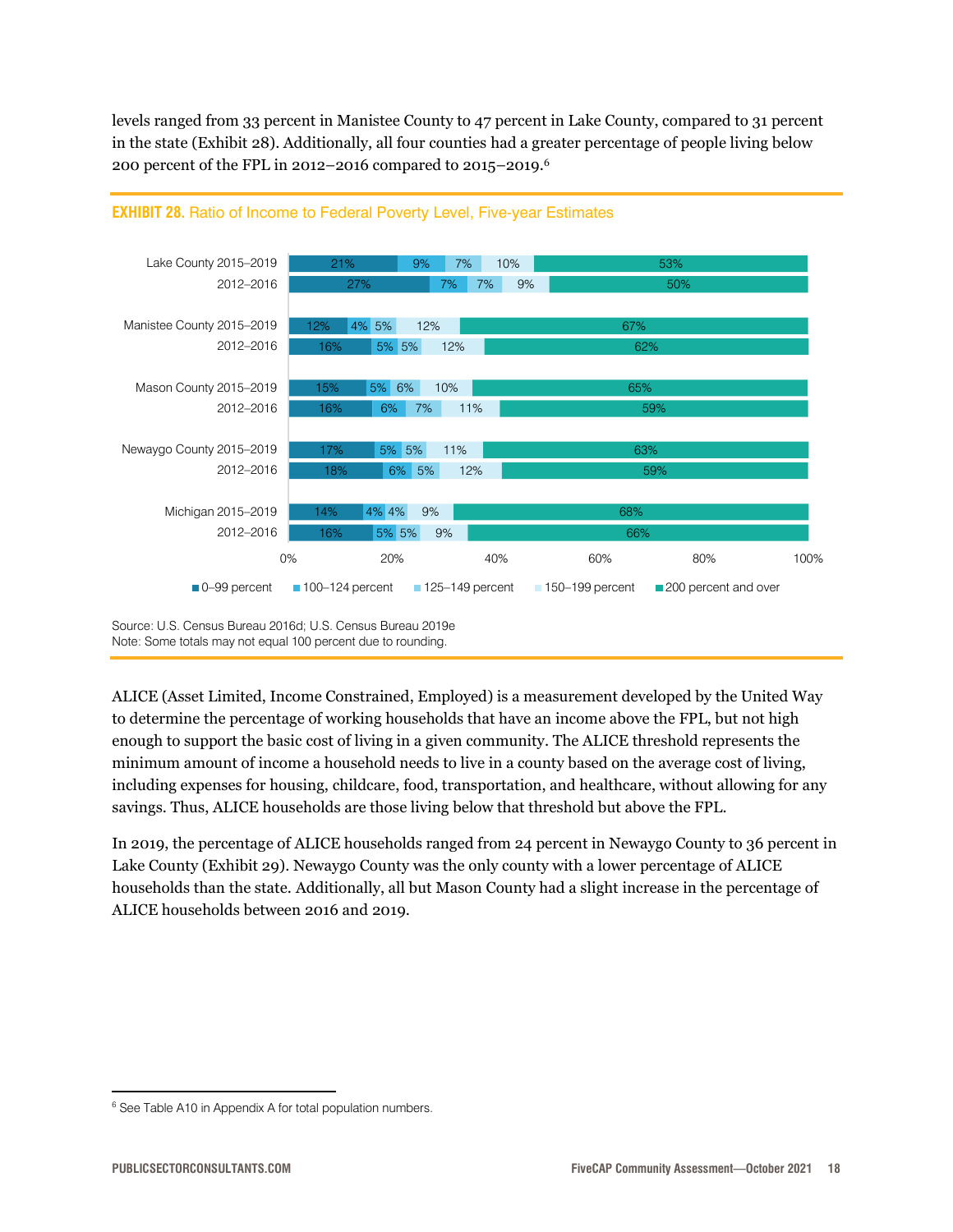levels ranged from 33 percent in Manistee County to 47 percent in Lake County, compared to 31 percent in the state (Exhibit 28). Additionally, all four counties had a greater percentage of people living below 200 percent of the FPL in 2012–2016 compared to 2015–2019.[6]

**EXHIBIT 28.** Ratio of Income to Federal Poverty Level, Five-year Estimates

Lake County 2015–2019: 21% 9% 7% 10% 53%
2012–2016: 27% 7% 7% 9% 50%

Manistee County 2015–2019: 12% 4% 5% 12% 67%
2012–2016: 16% 5% 5% 12% 62%

Mason County 2015–2019: 15% 5% 6% 10% 65%
2012–2016: 16% 6% 7% 11% 59%

Newaygo County 2015–2019: 17% 5% 5% 11% 63%
2012–2016: 18% 6% 5% 12% 59%

Michigan 2015–2019: 14% 4% 4% 9% 68%
2012–2016: 16% 5% 5% 9% 66%

0% 20% 40% 60% 80% 100%

0–99 percent, 100–124 percent, 125–149 percent, 150–199 percent, 200 percent and over

Source: U.S. Census Bureau 2016d; U.S. Census Bureau 2019e
Note: Some totals may not equal 100 percent due to rounding.

ALICE (Asset Limited, Income Constrained, Employed) is a measurement developed by the United Way to determine the percentage of working households that have an income above the FPL, but not high enough to support the basic cost of living in a given community. The ALICE threshold represents the minimum amount of income a household needs to live in a county based on the average cost of living, including expenses for housing, childcare, food, transportation, and healthcare, without allowing for any savings. Thus, ALICE households are those living below that threshold but above the FPL.

In 2019, the percentage of ALICE households ranged from 24 percent in Newaygo County to 36 percent in Lake County (Exhibit 29). Newaygo County was the only county with a lower percentage of ALICE households than the state. Additionally, all but Mason County had a slight increase in the percentage of ALICE households between 2016 and 2019.

[6] See Table A10 in Appendix A for total population numbers.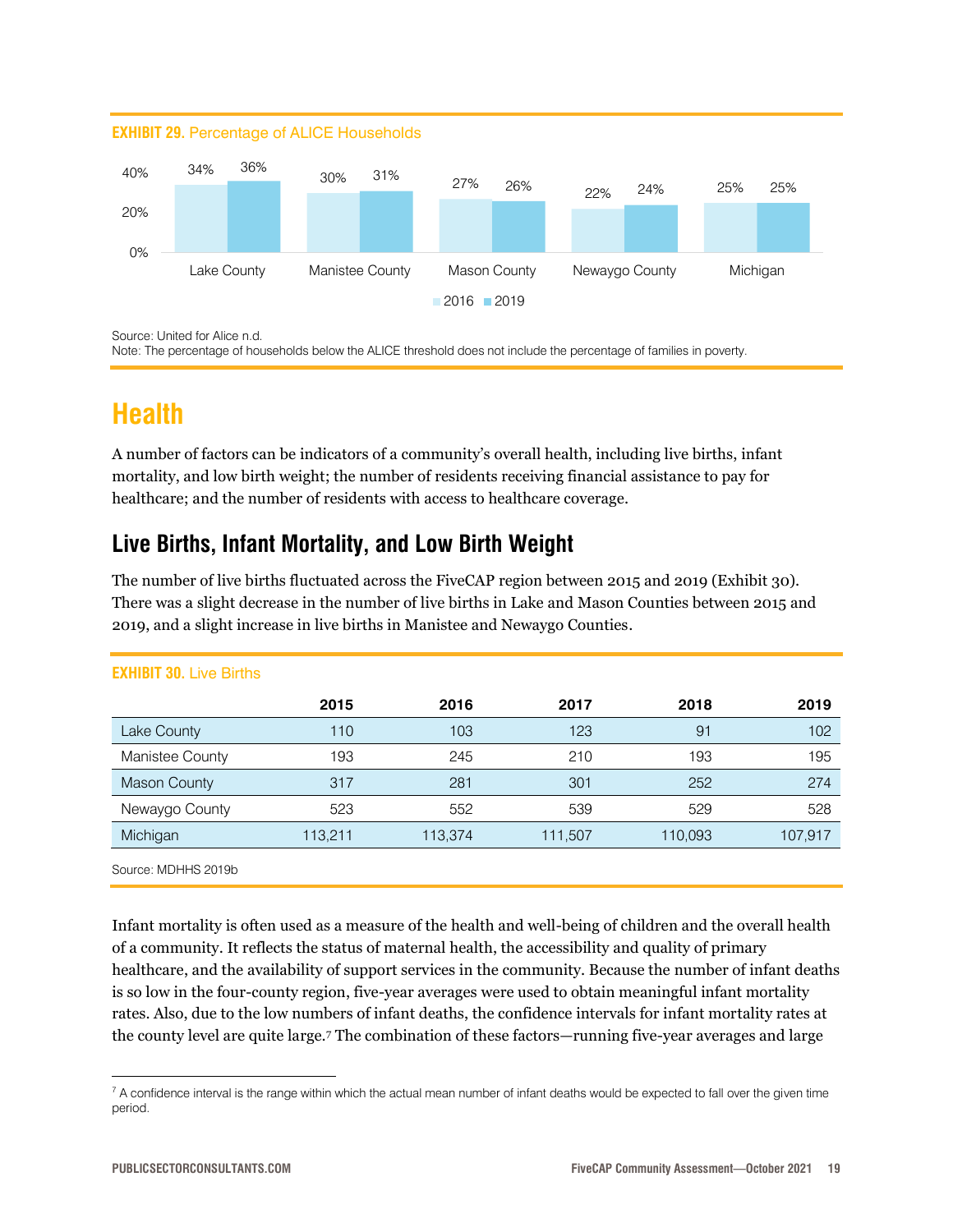**EXHIBIT 29.** Percentage of ALICE Households

40%
20%
0%

34% 36%
Lake County

30% 31%
Manistee County

27% 26%
Mason County

22% 24%
Newaygo County

25% 25%
Michigan

2016 2019

Source: United for Alice n.d.
Note: The percentage of households below the ALICE threshold does not include the percentage of families in poverty.

# Health

A number of factors can be indicators of a community's overall health, including live births, infant mortality, and low birth weight; the number of residents receiving financial assistance to pay for healthcare; and the number of residents with access to healthcare coverage.

## Live Births, Infant Mortality, and Low Birth Weight

The number of live births fluctuated across the FiveCAP region between 2015 and 2019 (Exhibit 30). There was a slight decrease in the number of live births in Lake and Mason Counties between 2015 and 2019, and a slight increase in live births in Manistee and Newaygo Counties.

**EXHIBIT 30.** Live Births

| | 2015 | 2016 | 2017 | 2018 | 2019 |
|---|---|---|---|---|---|
| Lake County | 110 | 103 | 123 | 91 | 102 |
| Manistee County | 193 | 245 | 210 | 193 | 195 |
| Mason County | 317 | 281 | 301 | 252 | 274 |
| Newaygo County | 523 | 552 | 539 | 529 | 528 |
| Michigan | 113,211 | 113,374 | 111,507 | 110,093 | 107,917 |

Source: MDHHS 2019b

Infant mortality is often used as a measure of the health and well-being of children and the overall health of a community. It reflects the status of maternal health, the accessibility and quality of primary healthcare, and the availability of support services in the community. Because the number of infant deaths is so low in the four-county region, five-year averages were used to obtain meaningful infant mortality rates. Also, due to the low numbers of infant deaths, the confidence intervals for infant mortality rates at the county level are quite large.[7] The combination of these factors—running five-year averages and large

[7] A confidence interval is the range within which the actual mean number of infant deaths would be expected to fall over the given time period.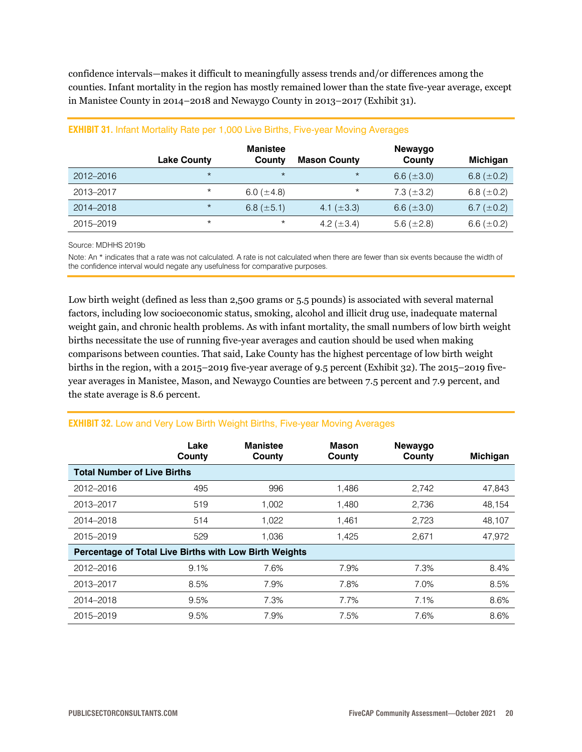confidence intervals—makes it difficult to meaningfully assess trends and/or differences among the counties. Infant mortality in the region has mostly remained lower than the state five-year average, except in Manistee County in 2014–2018 and Newaygo County in 2013–2017 (Exhibit 31).

**EXHIBIT 31.** Infant Mortality Rate per 1,000 Live Births, Five-year Moving Averages

| | Lake County | Manistee County | Mason County | Newaygo County | Michigan |
|---|---|---|---|---|---|
| 2012–2016 | * | * | * | 6.6 (±3.0) | 6.8 (±0.2) |
| 2013–2017 | * | 6.0 (±4.8) | * | 7.3 (±3.2) | 6.8 (±0.2) |
| 2014–2018 | * | 6.8 (±5.1) | 4.1 (±3.3) | 6.6 (±3.0) | 6.7 (±0.2) |
| 2015–2019 | * | * | 4.2 (±3.4) | 5.6 (±2.8) | 6.6 (±0.2) |

Source: MDHHS 2019b

Note: An * indicates that a rate was not calculated. A rate is not calculated when there are fewer than six events because the width of the confidence interval would negate any usefulness for comparative purposes.

Low birth weight (defined as less than 2,500 grams or 5.5 pounds) is associated with several maternal factors, including low socioeconomic status, smoking, alcohol and illicit drug use, inadequate maternal weight gain, and chronic health problems. As with infant mortality, the small numbers of low birth weight births necessitate the use of running five-year averages and caution should be used when making comparisons between counties. That said, Lake County has the highest percentage of low birth weight births in the region, with a 2015–2019 five-year average of 9.5 percent (Exhibit 32). The 2015–2019 five-year averages in Manistee, Mason, and Newaygo Counties are between 7.5 percent and 7.9 percent, and the state average is 8.6 percent.

**EXHIBIT 32.** Low and Very Low Birth Weight Births, Five-year Moving Averages

| | Lake County | Manistee County | Mason County | Newaygo County | Michigan |
|---|---|---|---|---|---|
| **Total Number of Live Births** | | | | | |
| 2012–2016 | 495 | 996 | 1,486 | 2,742 | 47,843 |
| 2013–2017 | 519 | 1,002 | 1,480 | 2,736 | 48,154 |
| 2014–2018 | 514 | 1,022 | 1,461 | 2,723 | 48,107 |
| 2015–2019 | 529 | 1,036 | 1,425 | 2,671 | 47,972 |
| **Percentage of Total Live Births with Low Birth Weights** | | | | | |
| 2012–2016 | 9.1% | 7.6% | 7.9% | 7.3% | 8.4% |
| 2013–2017 | 8.5% | 7.9% | 7.8% | 7.0% | 8.5% |
| 2014–2018 | 9.5% | 7.3% | 7.7% | 7.1% | 8.6% |
| 2015–2019 | 9.5% | 7.9% | 7.5% | 7.6% | 8.6% |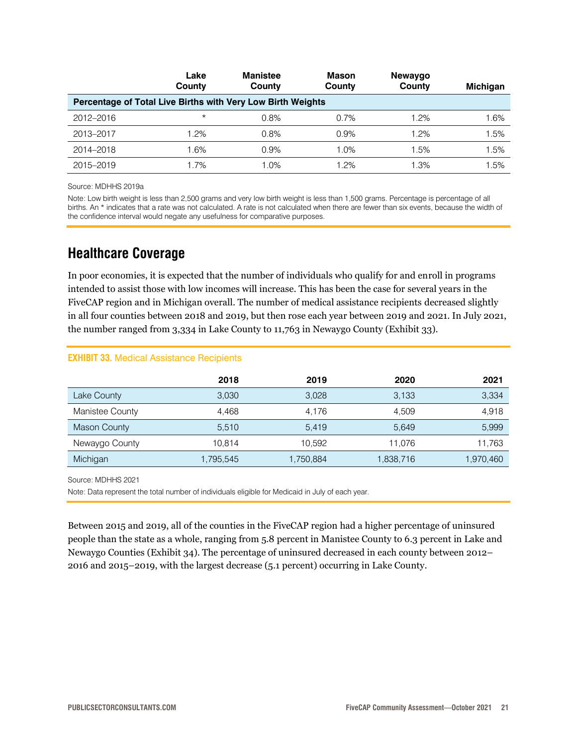| | Lake County | Manistee County | Mason County | Newaygo County | Michigan |
|---|---|---|---|---|---|
| **Percentage of Total Live Births with Very Low Birth Weights** | | | | | |
| 2012–2016 | * | 0.8% | 0.7% | 1.2% | 1.6% |
| 2013–2017 | 1.2% | 0.8% | 0.9% | 1.2% | 1.5% |
| 2014–2018 | 1.6% | 0.9% | 1.0% | 1.5% | 1.5% |
| 2015–2019 | 1.7% | 1.0% | 1.2% | 1.3% | 1.5% |

Source: MDHHS 2019a

Note: Low birth weight is less than 2,500 grams and very low birth weight is less than 1,500 grams. Percentage is percentage of all births. An * indicates that a rate was not calculated. A rate is not calculated when there are fewer than six events, because the width of the confidence interval would negate any usefulness for comparative purposes.

## Healthcare Coverage

In poor economies, it is expected that the number of individuals who qualify for and enroll in programs intended to assist those with low incomes will increase. This has been the case for several years in the FiveCAP region and in Michigan overall. The number of medical assistance recipients decreased slightly in all four counties between 2018 and 2019, but then rose each year between 2019 and 2021. In July 2021, the number ranged from 3,334 in Lake County to 11,763 in Newaygo County (Exhibit 33).

**EXHIBIT 33.** Medical Assistance Recipients

| | 2018 | 2019 | 2020 | 2021 |
|---|---|---|---|---|
| Lake County | 3,030 | 3,028 | 3,133 | 3,334 |
| Manistee County | 4,468 | 4,176 | 4,509 | 4,918 |
| Mason County | 5,510 | 5,419 | 5,649 | 5,999 |
| Newaygo County | 10,814 | 10,592 | 11,076 | 11,763 |
| Michigan | 1,795,545 | 1,750,884 | 1,838,716 | 1,970,460 |

Source: MDHHS 2021

Note: Data represent the total number of individuals eligible for Medicaid in July of each year.

Between 2015 and 2019, all of the counties in the FiveCAP region had a higher percentage of uninsured people than the state as a whole, ranging from 5.8 percent in Manistee County to 6.3 percent in Lake and Newaygo Counties (Exhibit 34). The percentage of uninsured decreased in each county between 2012–2016 and 2015–2019, with the largest decrease (5.1 percent) occurring in Lake County.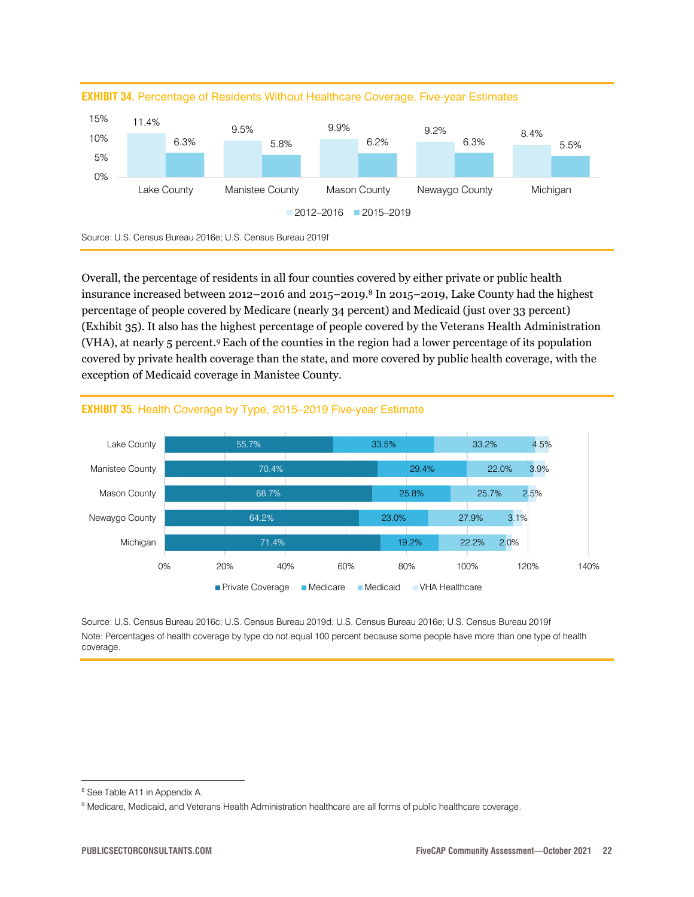**EXHIBIT 34.** Percentage of Residents Without Healthcare Coverage, Five-year Estimates

15%
10%
5%
0%

Lake County: 11.4%, 6.3%
Manistee County: 9.5%, 5.8%
Mason County: 9.9%, 6.2%
Newaygo County: 9.2%, 6.3%
Michigan: 8.4%, 5.5%

2012–2016 2015–2019

Source: U.S. Census Bureau 2016e; U.S. Census Bureau 2019f

Overall, the percentage of residents in all four counties covered by either private or public health insurance increased between 2012–2016 and 2015–2019.[8] In 2015–2019, Lake County had the highest percentage of people covered by Medicare (nearly 34 percent) and Medicaid (just over 33 percent) (Exhibit 35). It also has the highest percentage of people covered by the Veterans Health Administration (VHA), at nearly 5 percent.[9] Each of the counties in the region had a lower percentage of its population covered by private health coverage than the state, and more covered by public health coverage, with the exception of Medicaid coverage in Manistee County.

**EXHIBIT 35.** Health Coverage by Type, 2015–2019 Five-year Estimate

Lake County: 55.7%, 33.5%, 33.2%, 4.5%
Manistee County: 70.4%, 29.4%, 22.0%, 3.9%
Mason County: 68.7%, 25.8%, 25.7%, 2.5%
Newaygo County: 64.2%, 23.0%, 27.9%, 3.1%
Michigan: 71.4%, 19.2%, 22.2%, 2.0%

0% 20% 40% 60% 80% 100% 120% 140%

Private Coverage Medicare Medicaid VHA Healthcare

Source: U.S. Census Bureau 2016c; U.S. Census Bureau 2019d; U.S. Census Bureau 2016e; U.S. Census Bureau 2019f

Note: Percentages of health coverage by type do not equal 100 percent because some people have more than one type of health coverage.

[8] See Table A11 in Appendix A.

[9] Medicare, Medicaid, and Veterans Health Administration healthcare are all forms of public healthcare coverage.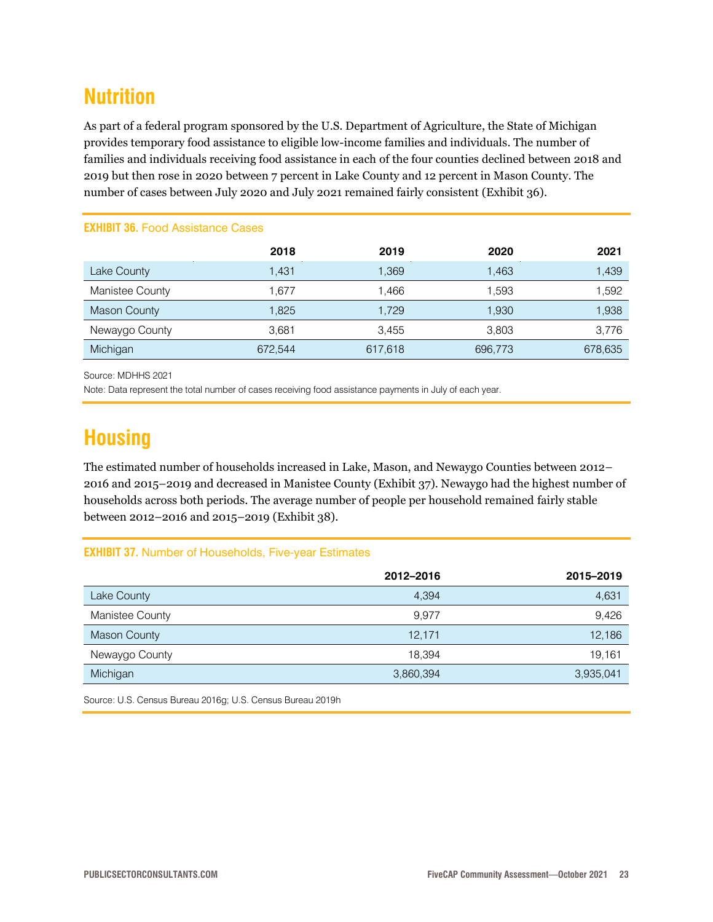## Nutrition

As part of a federal program sponsored by the U.S. Department of Agriculture, the State of Michigan provides temporary food assistance to eligible low-income families and individuals. The number of families and individuals receiving food assistance in each of the four counties declined between 2018 and 2019 but then rose in 2020 between 7 percent in Lake County and 12 percent in Mason County. The number of cases between July 2020 and July 2021 remained fairly consistent (Exhibit 36).

**EXHIBIT 36.** Food Assistance Cases

| | 2018 | 2019 | 2020 | 2021 |
|---|---|---|---|---|
| Lake County | 1,431 | 1,369 | 1,463 | 1,439 |
| Manistee County | 1,677 | 1,466 | 1,593 | 1,592 |
| Mason County | 1,825 | 1,729 | 1,930 | 1,938 |
| Newaygo County | 3,681 | 3,455 | 3,803 | 3,776 |
| Michigan | 672,544 | 617,618 | 696,773 | 678,635 |

Source: MDHHS 2021

Note: Data represent the total number of cases receiving food assistance payments in July of each year.

## Housing

The estimated number of households increased in Lake, Mason, and Newaygo Counties between 2012–2016 and 2015–2019 and decreased in Manistee County (Exhibit 37). Newaygo had the highest number of households across both periods. The average number of people per household remained fairly stable between 2012–2016 and 2015–2019 (Exhibit 38).

**EXHIBIT 37.** Number of Households, Five-year Estimates

| | 2012–2016 | 2015–2019 |
|---|---|---|
| Lake County | 4,394 | 4,631 |
| Manistee County | 9,977 | 9,426 |
| Mason County | 12,171 | 12,186 |
| Newaygo County | 18,394 | 19,161 |
| Michigan | 3,860,394 | 3,935,041 |

Source: U.S. Census Bureau 2016g; U.S. Census Bureau 2019h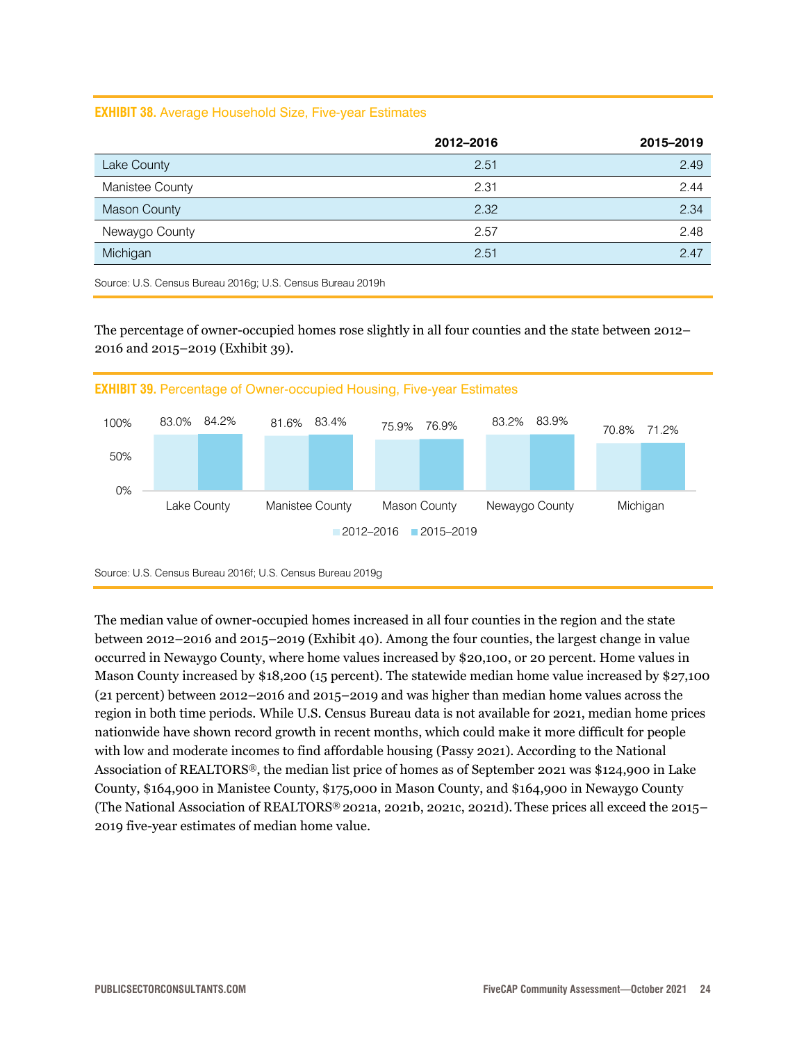**EXHIBIT 38.** Average Household Size, Five-year Estimates

| | 2012–2016 | 2015–2019 |
|---|---|---|
| Lake County | 2.51 | 2.49 |
| Manistee County | 2.31 | 2.44 |
| Mason County | 2.32 | 2.34 |
| Newaygo County | 2.57 | 2.48 |
| Michigan | 2.51 | 2.47 |

Source: U.S. Census Bureau 2016g; U.S. Census Bureau 2019h

The percentage of owner-occupied homes rose slightly in all four counties and the state between 2012–2016 and 2015–2019 (Exhibit 39).

**EXHIBIT 39.** Percentage of Owner-occupied Housing, Five-year Estimates

100%
50%
0%

83.0% 84.2%
Lake County

81.6% 83.4%
Manistee County

75.9% 76.9%
Mason County

83.2% 83.9%
Newaygo County

70.8% 71.2%
Michigan

2012–2016 2015–2019

Source: U.S. Census Bureau 2016f; U.S. Census Bureau 2019g

The median value of owner-occupied homes increased in all four counties in the region and the state between 2012–2016 and 2015–2019 (Exhibit 40). Among the four counties, the largest change in value occurred in Newaygo County, where home values increased by $20,100, or 20 percent. Home values in Mason County increased by $18,200 (15 percent). The statewide median home value increased by $27,100 (21 percent) between 2012–2016 and 2015–2019 and was higher than median home values across the region in both time periods. While U.S. Census Bureau data is not available for 2021, median home prices nationwide have shown record growth in recent months, which could make it more difficult for people with low and moderate incomes to find affordable housing (Passy 2021). According to the National Association of REALTORS®, the median list price of homes as of September 2021 was $124,900 in Lake County, $164,900 in Manistee County, $175,000 in Mason County, and $164,900 in Newaygo County (The National Association of REALTORS® 2021a, 2021b, 2021c, 2021d). These prices all exceed the 2015–2019 five-year estimates of median home value.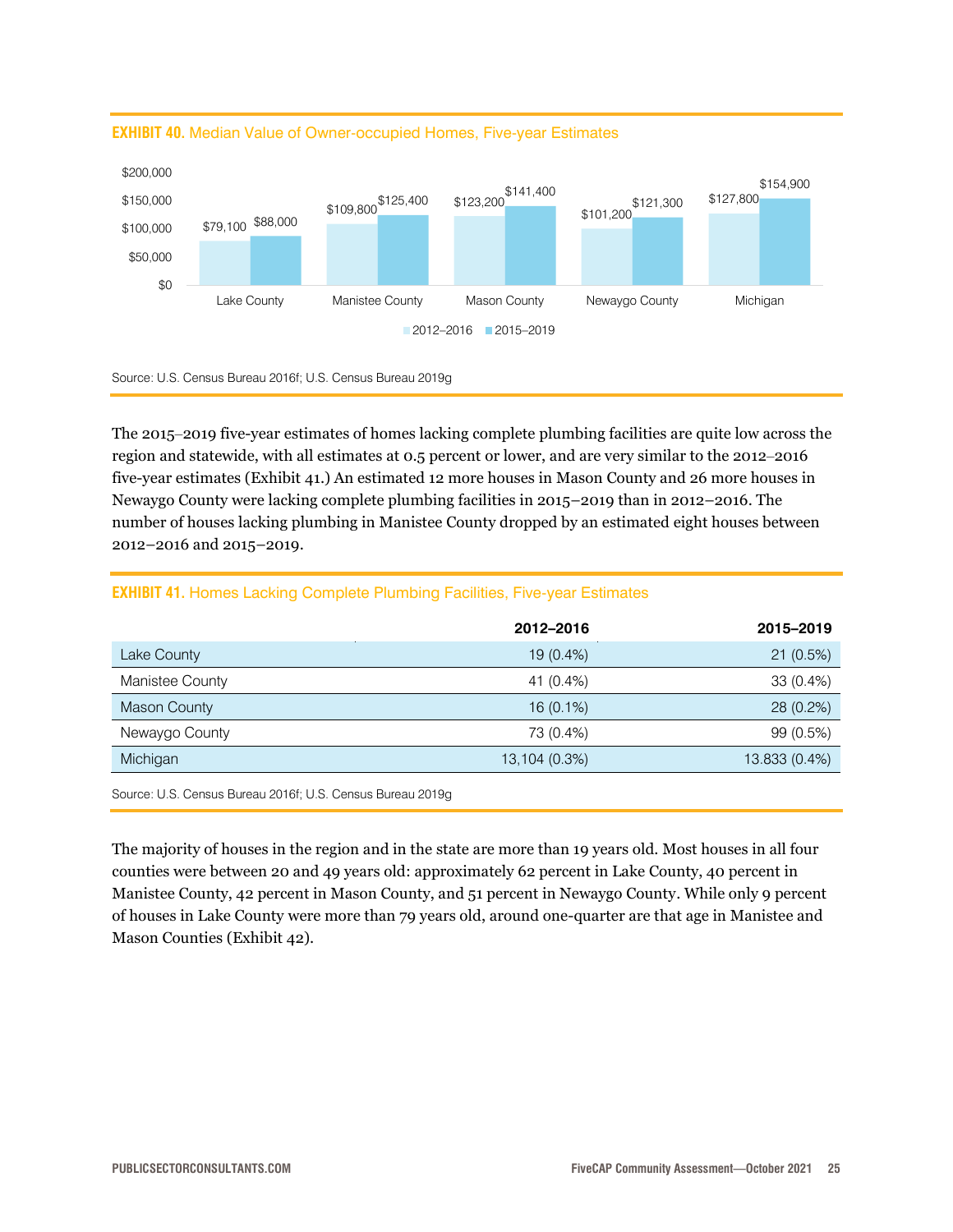**EXHIBIT 40.** Median Value of Owner-occupied Homes, Five-year Estimates

$200,000
$150,000
$100,000
$50,000
$0

Lake County: $79,100 $88,000
Manistee County: $109,800 $125,400
Mason County: $123,200 $141,400
Newaygo County: $101,200 $121,300
Michigan: $127,800 $154,900

2012–2016 2015–2019

Source: U.S. Census Bureau 2016f; U.S. Census Bureau 2019g

The 2015–2019 five-year estimates of homes lacking complete plumbing facilities are quite low across the region and statewide, with all estimates at 0.5 percent or lower, and are very similar to the 2012–2016 five-year estimates (Exhibit 41.) An estimated 12 more houses in Mason County and 26 more houses in Newaygo County were lacking complete plumbing facilities in 2015–2019 than in 2012–2016. The number of houses lacking plumbing in Manistee County dropped by an estimated eight houses between 2012–2016 and 2015–2019.

**EXHIBIT 41.** Homes Lacking Complete Plumbing Facilities, Five-year Estimates

| | 2012–2016 | 2015–2019 |
|---|---|---|
| Lake County | 19 (0.4%) | 21 (0.5%) |
| Manistee County | 41 (0.4%) | 33 (0.4%) |
| Mason County | 16 (0.1%) | 28 (0.2%) |
| Newaygo County | 73 (0.4%) | 99 (0.5%) |
| Michigan | 13,104 (0.3%) | 13.833 (0.4%) |

Source: U.S. Census Bureau 2016f; U.S. Census Bureau 2019g

The majority of houses in the region and in the state are more than 19 years old. Most houses in all four counties were between 20 and 49 years old: approximately 62 percent in Lake County, 40 percent in Manistee County, 42 percent in Mason County, and 51 percent in Newaygo County. While only 9 percent of houses in Lake County were more than 79 years old, around one-quarter are that age in Manistee and Mason Counties (Exhibit 42).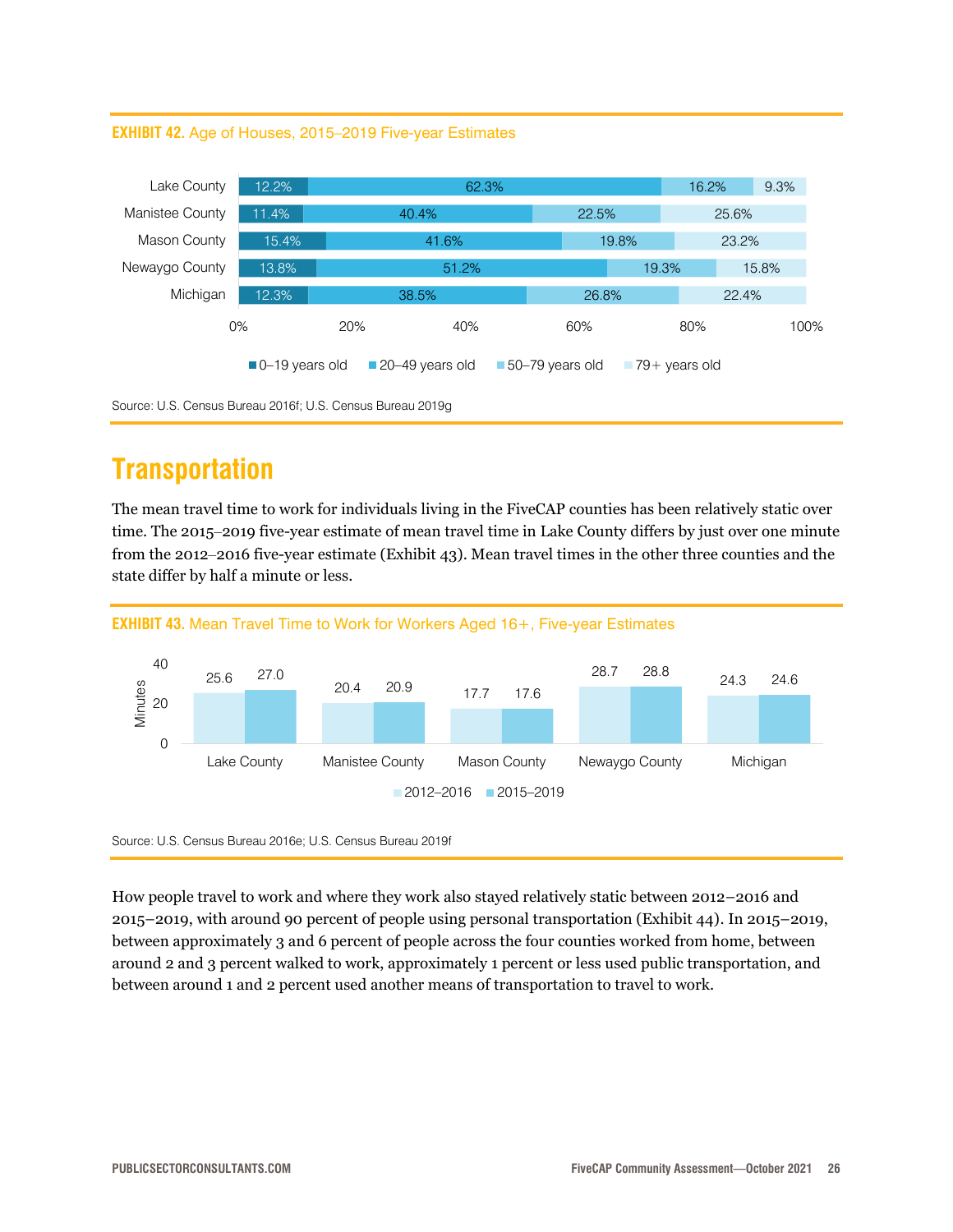**EXHIBIT 42.** Age of Houses, 2015–2019 Five-year Estimates

Lake County
12.2%
62.3%
16.2%
9.3%

Manistee County
11.4%
40.4%
22.5%
25.6%

Mason County
15.4%
41.6%
19.8%
23.2%

Newaygo County
13.8%
51.2%
19.3%
15.8%

Michigan
12.3%
38.5%
26.8%
22.4%

0%
20%
40%
60%
80%
100%

0–19 years old
20–49 years old
50–79 years old
79+ years old

Source: U.S. Census Bureau 2016f; U.S. Census Bureau 2019g

# Transportation

The mean travel time to work for individuals living in the FiveCAP counties has been relatively static over time. The 2015–2019 five-year estimate of mean travel time in Lake County differs by just over one minute from the 2012–2016 five-year estimate (Exhibit 43). Mean travel times in the other three counties and the state differ by half a minute or less.

**EXHIBIT 43.** Mean Travel Time to Work for Workers Aged 16+, Five-year Estimates

Minutes
40
20
0

Lake County
25.6
27.0

Manistee County
20.4
20.9

Mason County
17.7
17.6

Newaygo County
28.7
28.8

Michigan
24.3
24.6

2012–2016
2015–2019

Source: U.S. Census Bureau 2016e; U.S. Census Bureau 2019f

How people travel to work and where they work also stayed relatively static between 2012–2016 and 2015–2019, with around 90 percent of people using personal transportation (Exhibit 44). In 2015–2019, between approximately 3 and 6 percent of people across the four counties worked from home, between around 2 and 3 percent walked to work, approximately 1 percent or less used public transportation, and between around 1 and 2 percent used another means of transportation to travel to work.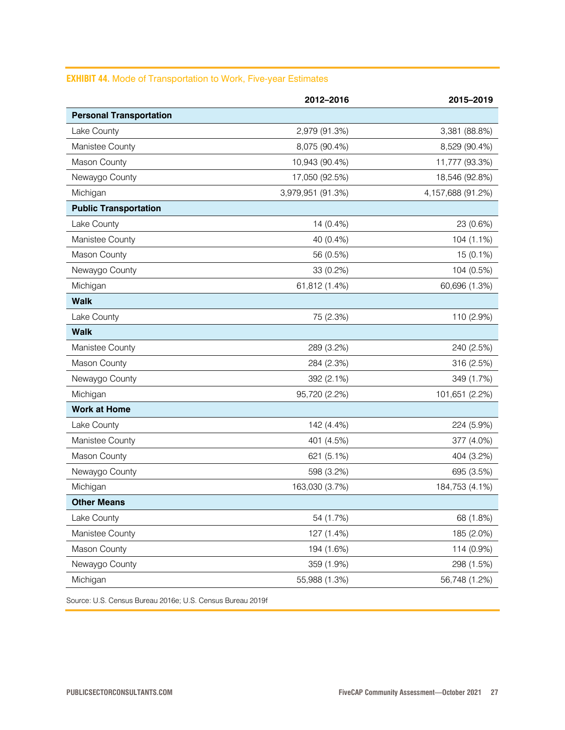**EXHIBIT 44.** Mode of Transportation to Work, Five-year Estimates

| | 2012–2016 | 2015–2019 |
|---|---|---|
| **Personal Transportation** | | |
| Lake County | 2,979 (91.3%) | 3,381 (88.8%) |
| Manistee County | 8,075 (90.4%) | 8,529 (90.4%) |
| Mason County | 10,943 (90.4%) | 11,777 (93.3%) |
| Newaygo County | 17,050 (92.5%) | 18,546 (92.8%) |
| Michigan | 3,979,951 (91.3%) | 4,157,688 (91.2%) |
| **Public Transportation** | | |
| Lake County | 14 (0.4%) | 23 (0.6%) |
| Manistee County | 40 (0.4%) | 104 (1.1%) |
| Mason County | 56 (0.5%) | 15 (0.1%) |
| Newaygo County | 33 (0.2%) | 104 (0.5%) |
| Michigan | 61,812 (1.4%) | 60,696 (1.3%) |
| **Walk** | | |
| Lake County | 75 (2.3%) | 110 (2.9%) |
| **Walk** | | |
| Manistee County | 289 (3.2%) | 240 (2.5%) |
| Mason County | 284 (2.3%) | 316 (2.5%) |
| Newaygo County | 392 (2.1%) | 349 (1.7%) |
| Michigan | 95,720 (2.2%) | 101,651 (2.2%) |
| **Work at Home** | | |
| Lake County | 142 (4.4%) | 224 (5.9%) |
| Manistee County | 401 (4.5%) | 377 (4.0%) |
| Mason County | 621 (5.1%) | 404 (3.2%) |
| Newaygo County | 598 (3.2%) | 695 (3.5%) |
| Michigan | 163,030 (3.7%) | 184,753 (4.1%) |
| **Other Means** | | |
| Lake County | 54 (1.7%) | 68 (1.8%) |
| Manistee County | 127 (1.4%) | 185 (2.0%) |
| Mason County | 194 (1.6%) | 114 (0.9%) |
| Newaygo County | 359 (1.9%) | 298 (1.5%) |
| Michigan | 55,988 (1.3%) | 56,748 (1.2%) |

Source: U.S. Census Bureau 2016e; U.S. Census Bureau 2019f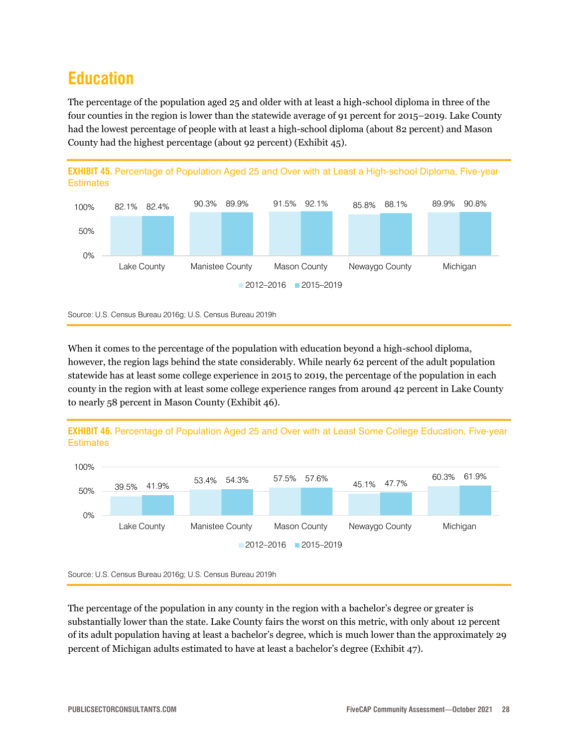# Education

The percentage of the population aged 25 and older with at least a high-school diploma in three of the four counties in the region is lower than the statewide average of 91 percent for 2015–2019. Lake County had the lowest percentage of people with at least a high-school diploma (about 82 percent) and Mason County had the highest percentage (about 92 percent) (Exhibit 45).

**EXHIBIT 45.** Percentage of Population Aged 25 and Over with at Least a High-school Diploma, Five-year Estimates

| | 2012–2016 | 2015–2019 |
|---|---|---|
| Lake County | 82.1% | 82.4% |
| Manistee County | 90.3% | 89.9% |
| Mason County | 91.5% | 92.1% |
| Newaygo County | 85.8% | 88.1% |
| Michigan | 89.9% | 90.8% |

Source: U.S. Census Bureau 2016g; U.S. Census Bureau 2019h

When it comes to the percentage of the population with education beyond a high-school diploma, however, the region lags behind the state considerably. While nearly 62 percent of the adult population statewide has at least some college experience in 2015 to 2019, the percentage of the population in each county in the region with at least some college experience ranges from around 42 percent in Lake County to nearly 58 percent in Mason County (Exhibit 46).

**EXHIBIT 46.** Percentage of Population Aged 25 and Over with at Least Some College Education, Five-year Estimates

| | 2012–2016 | 2015–2019 |
|---|---|---|
| Lake County | 39.5% | 41.9% |
| Manistee County | 53.4% | 54.3% |
| Mason County | 57.5% | 57.6% |
| Newaygo County | 45.1% | 47.7% |
| Michigan | 60.3% | 61.9% |

Source: U.S. Census Bureau 2016g; U.S. Census Bureau 2019h

The percentage of the population in any county in the region with a bachelor's degree or greater is substantially lower than the state. Lake County fairs the worst on this metric, with only about 12 percent of its adult population having at least a bachelor's degree, which is much lower than the approximately 29 percent of Michigan adults estimated to have at least a bachelor's degree (Exhibit 47).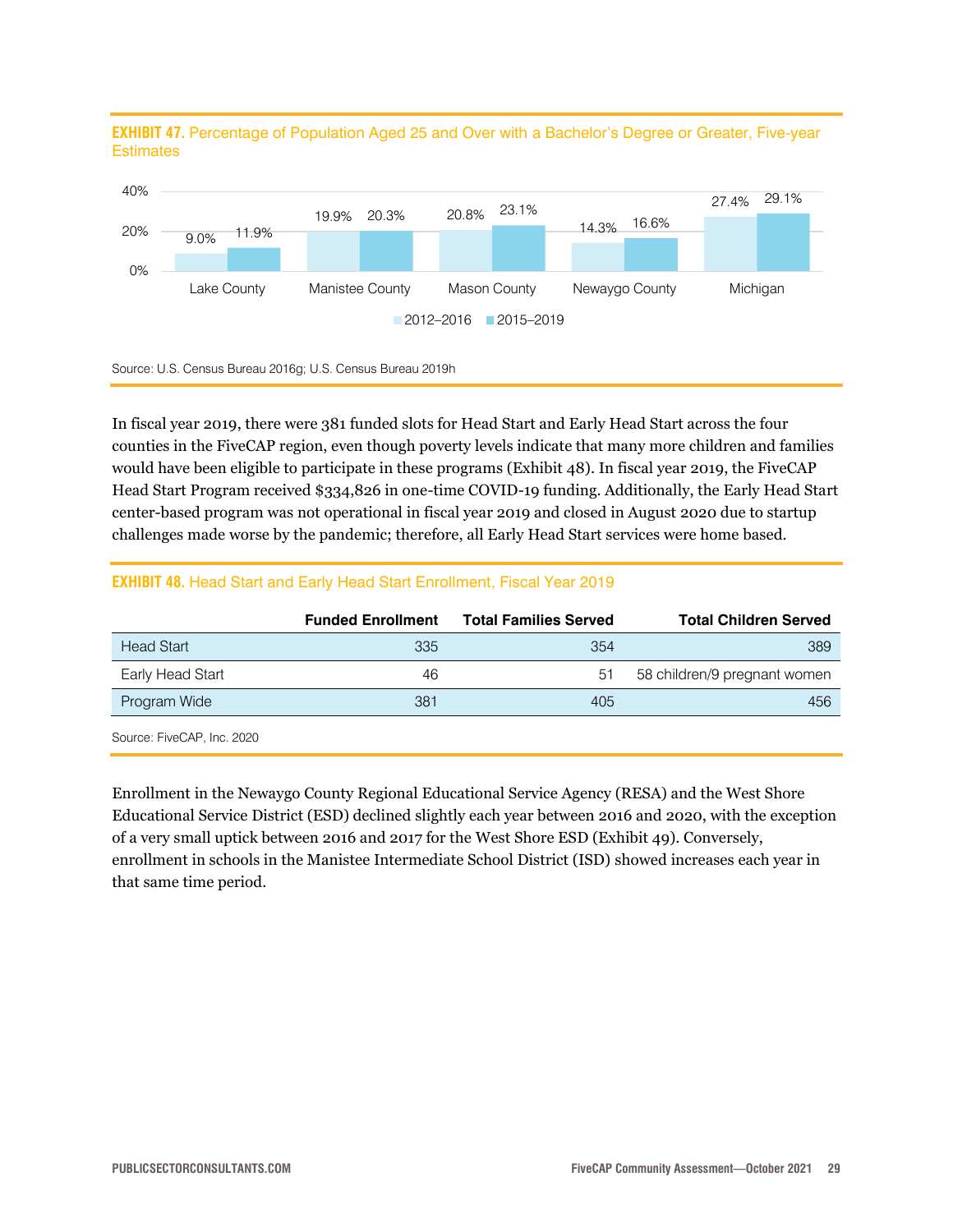**EXHIBIT 47.** Percentage of Population Aged 25 and Over with a Bachelor's Degree or Greater, Five-year Estimates

40%
20%
0%

Lake County: 9.0% 11.9%
Manistee County: 19.9% 20.3%
Mason County: 20.8% 23.1%
Newaygo County: 14.3% 16.6%
Michigan: 27.4% 29.1%

2012–2016 2015–2019

Source: U.S. Census Bureau 2016g; U.S. Census Bureau 2019h

In fiscal year 2019, there were 381 funded slots for Head Start and Early Head Start across the four counties in the FiveCAP region, even though poverty levels indicate that many more children and families would have been eligible to participate in these programs (Exhibit 48). In fiscal year 2019, the FiveCAP Head Start Program received $334,826 in one-time COVID-19 funding. Additionally, the Early Head Start center-based program was not operational in fiscal year 2019 and closed in August 2020 due to startup challenges made worse by the pandemic; therefore, all Early Head Start services were home based.

**EXHIBIT 48.** Head Start and Early Head Start Enrollment, Fiscal Year 2019

| | Funded Enrollment | Total Families Served | Total Children Served |
|---|---|---|---|
| Head Start | 335 | 354 | 389 |
| Early Head Start | 46 | 51 | 58 children/9 pregnant women |
| Program Wide | 381 | 405 | 456 |

Source: FiveCAP, Inc. 2020

Enrollment in the Newaygo County Regional Educational Service Agency (RESA) and the West Shore Educational Service District (ESD) declined slightly each year between 2016 and 2020, with the exception of a very small uptick between 2016 and 2017 for the West Shore ESD (Exhibit 49). Conversely, enrollment in schools in the Manistee Intermediate School District (ISD) showed increases each year in that same time period.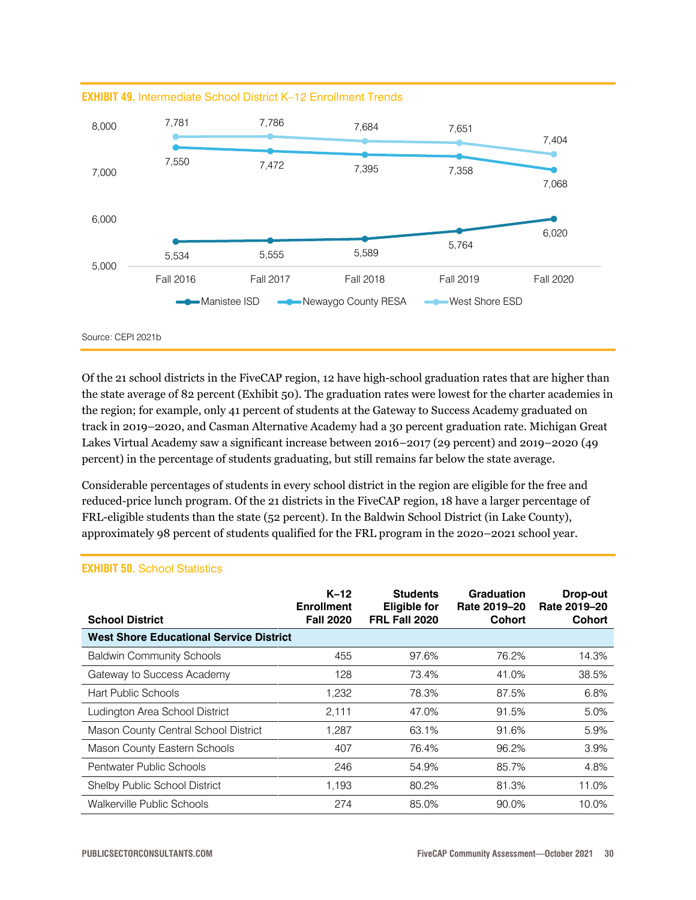**EXHIBIT 49.** Intermediate School District K–12 Enrollment Trends

8,000
7,000
6,000
5,000

7,781 7,786 7,684 7,651 7,404

7,550 7,472 7,395 7,358 7,068

5,534 5,555 5,589 5,764 6,020

Fall 2016 Fall 2017 Fall 2018 Fall 2019 Fall 2020

Manistee ISD Newaygo County RESA West Shore ESD

Source: CEPI 2021b

Of the 21 school districts in the FiveCAP region, 12 have high-school graduation rates that are higher than the state average of 82 percent (Exhibit 50). The graduation rates were lowest for the charter academies in the region; for example, only 41 percent of students at the Gateway to Success Academy graduated on track in 2019–2020, and Casman Alternative Academy had a 30 percent graduation rate. Michigan Great Lakes Virtual Academy saw a significant increase between 2016–2017 (29 percent) and 2019–2020 (49 percent) in the percentage of students graduating, but still remains far below the state average.

Considerable percentages of students in every school district in the region are eligible for the free and reduced-price lunch program. Of the 21 districts in the FiveCAP region, 18 have a larger percentage of FRL-eligible students than the state (52 percent). In the Baldwin School District (in Lake County), approximately 98 percent of students qualified for the FRL program in the 2020–2021 school year.

**EXHIBIT 50.** School Statistics

| School District | K–12 Enrollment Fall 2020 | Students Eligible for FRL Fall 2020 | Graduation Rate 2019–20 Cohort | Drop-out Rate 2019–20 Cohort |
|---|---|---|---|---|
| **West Shore Educational Service District** | | | | |
| Baldwin Community Schools | 455 | 97.6% | 76.2% | 14.3% |
| Gateway to Success Academy | 128 | 73.4% | 41.0% | 38.5% |
| Hart Public Schools | 1,232 | 78.3% | 87.5% | 6.8% |
| Ludington Area School District | 2,111 | 47.0% | 91.5% | 5.0% |
| Mason County Central School District | 1,287 | 63.1% | 91.6% | 5.9% |
| Mason County Eastern Schools | 407 | 76.4% | 96.2% | 3.9% |
| Pentwater Public Schools | 246 | 54.9% | 85.7% | 4.8% |
| Shelby Public School District | 1,193 | 80.2% | 81.3% | 11.0% |
| Walkerville Public Schools | 274 | 85.0% | 90.0% | 10.0% |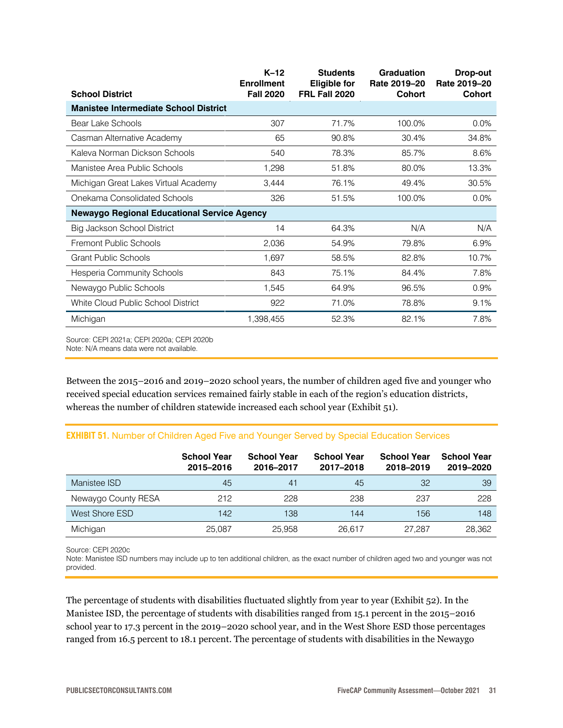| School District | K–12 Enrollment Fall 2020 | Students Eligible for FRL Fall 2020 | Graduation Rate 2019–20 Cohort | Drop-out Rate 2019–20 Cohort |
|---|---|---|---|---|
| **Manistee Intermediate School District** | | | | |
| Bear Lake Schools | 307 | 71.7% | 100.0% | 0.0% |
| Casman Alternative Academy | 65 | 90.8% | 30.4% | 34.8% |
| Kaleva Norman Dickson Schools | 540 | 78.3% | 85.7% | 8.6% |
| Manistee Area Public Schools | 1,298 | 51.8% | 80.0% | 13.3% |
| Michigan Great Lakes Virtual Academy | 3,444 | 76.1% | 49.4% | 30.5% |
| Onekama Consolidated Schools | 326 | 51.5% | 100.0% | 0.0% |
| **Newaygo Regional Educational Service Agency** | | | | |
| Big Jackson School District | 14 | 64.3% | N/A | N/A |
| Fremont Public Schools | 2,036 | 54.9% | 79.8% | 6.9% |
| Grant Public Schools | 1,697 | 58.5% | 82.8% | 10.7% |
| Hesperia Community Schools | 843 | 75.1% | 84.4% | 7.8% |
| Newaygo Public Schools | 1,545 | 64.9% | 96.5% | 0.9% |
| White Cloud Public School District | 922 | 71.0% | 78.8% | 9.1% |
| Michigan | 1,398,455 | 52.3% | 82.1% | 7.8% |

Source: CEPI 2021a; CEPI 2020a; CEPI 2020b
Note: N/A means data were not available.

Between the 2015–2016 and 2019–2020 school years, the number of children aged five and younger who received special education services remained fairly stable in each of the region's education districts, whereas the number of children statewide increased each school year (Exhibit 51).

**EXHIBIT 51.** Number of Children Aged Five and Younger Served by Special Education Services

| | School Year 2015–2016 | School Year 2016–2017 | School Year 2017–2018 | School Year 2018–2019 | School Year 2019–2020 |
|---|---|---|---|---|---|
| Manistee ISD | 45 | 41 | 45 | 32 | 39 |
| Newaygo County RESA | 212 | 228 | 238 | 237 | 228 |
| West Shore ESD | 142 | 138 | 144 | 156 | 148 |
| Michigan | 25,087 | 25,958 | 26,617 | 27,287 | 28,362 |

Source: CEPI 2020c
Note: Manistee ISD numbers may include up to ten additional children, as the exact number of children aged two and younger was not provided.

The percentage of students with disabilities fluctuated slightly from year to year (Exhibit 52). In the Manistee ISD, the percentage of students with disabilities ranged from 15.1 percent in the 2015–2016 school year to 17.3 percent in the 2019–2020 school year, and in the West Shore ESD those percentages ranged from 16.5 percent to 18.1 percent. The percentage of students with disabilities in the Newaygo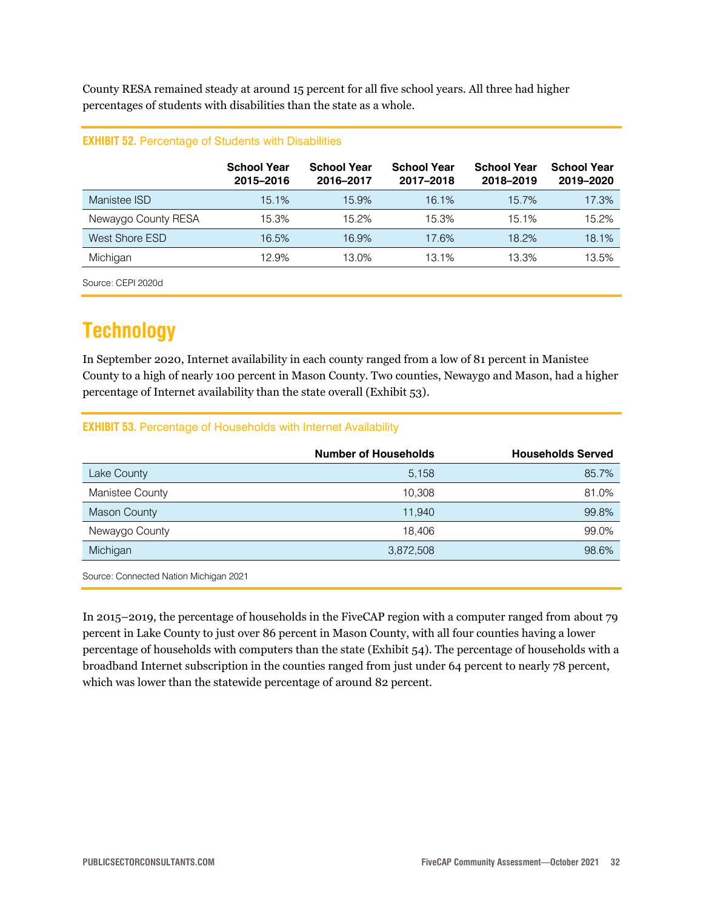County RESA remained steady at around 15 percent for all five school years. All three had higher percentages of students with disabilities than the state as a whole.

**EXHIBIT 52.** Percentage of Students with Disabilities

| | School Year 2015–2016 | School Year 2016–2017 | School Year 2017–2018 | School Year 2018–2019 | School Year 2019–2020 |
|---|---|---|---|---|---|
| Manistee ISD | 15.1% | 15.9% | 16.1% | 15.7% | 17.3% |
| Newaygo County RESA | 15.3% | 15.2% | 15.3% | 15.1% | 15.2% |
| West Shore ESD | 16.5% | 16.9% | 17.6% | 18.2% | 18.1% |
| Michigan | 12.9% | 13.0% | 13.1% | 13.3% | 13.5% |

Source: CEPI 2020d

## Technology

In September 2020, Internet availability in each county ranged from a low of 81 percent in Manistee County to a high of nearly 100 percent in Mason County. Two counties, Newaygo and Mason, had a higher percentage of Internet availability than the state overall (Exhibit 53).

**EXHIBIT 53.** Percentage of Households with Internet Availability

| | Number of Households | Households Served |
|---|---|---|
| Lake County | 5,158 | 85.7% |
| Manistee County | 10,308 | 81.0% |
| Mason County | 11,940 | 99.8% |
| Newaygo County | 18,406 | 99.0% |
| Michigan | 3,872,508 | 98.6% |

Source: Connected Nation Michigan 2021

In 2015–2019, the percentage of households in the FiveCAP region with a computer ranged from about 79 percent in Lake County to just over 86 percent in Mason County, with all four counties having a lower percentage of households with computers than the state (Exhibit 54). The percentage of households with a broadband Internet subscription in the counties ranged from just under 64 percent to nearly 78 percent, which was lower than the statewide percentage of around 82 percent.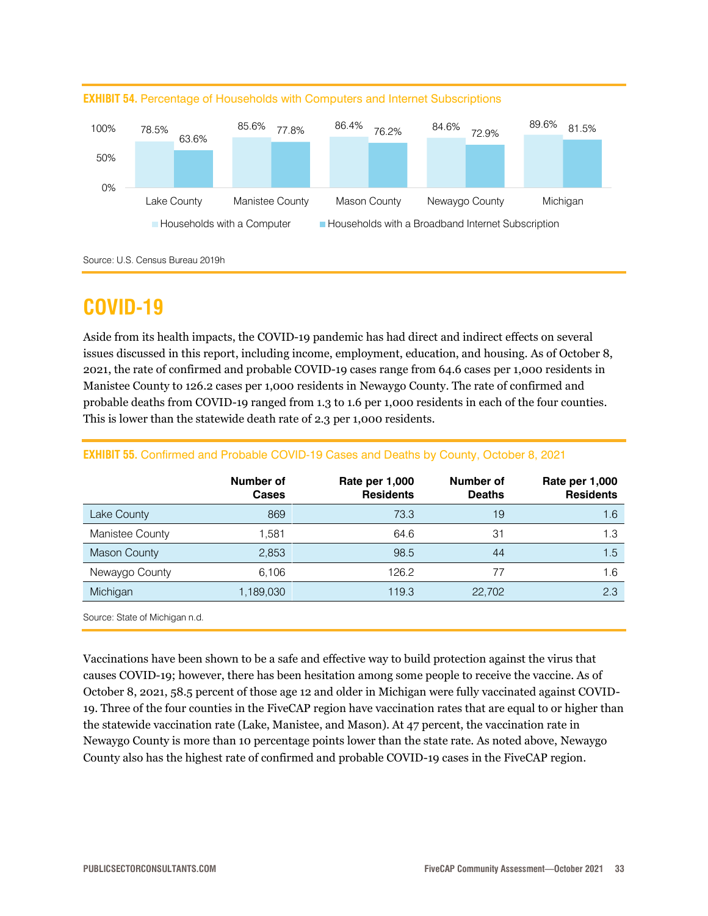**EXHIBIT 54.** Percentage of Households with Computers and Internet Subscriptions

100%
50%
0%

78.5%
63.6%
Lake County

85.6%
77.8%
Manistee County

86.4%
76.2%
Mason County

84.6%
72.9%
Newaygo County

89.6%
81.5%
Michigan

Households with a Computer
Households with a Broadband Internet Subscription

Source: U.S. Census Bureau 2019h

# COVID-19

Aside from its health impacts, the COVID-19 pandemic has had direct and indirect effects on several issues discussed in this report, including income, employment, education, and housing. As of October 8, 2021, the rate of confirmed and probable COVID-19 cases range from 64.6 cases per 1,000 residents in Manistee County to 126.2 cases per 1,000 residents in Newaygo County. The rate of confirmed and probable deaths from COVID-19 ranged from 1.3 to 1.6 per 1,000 residents in each of the four counties. This is lower than the statewide death rate of 2.3 per 1,000 residents.

**EXHIBIT 55.** Confirmed and Probable COVID-19 Cases and Deaths by County, October 8, 2021

| | Number of Cases | Rate per 1,000 Residents | Number of Deaths | Rate per 1,000 Residents |
|---|---|---|---|---|
| Lake County | 869 | 73.3 | 19 | 1.6 |
| Manistee County | 1,581 | 64.6 | 31 | 1.3 |
| Mason County | 2,853 | 98.5 | 44 | 1.5 |
| Newaygo County | 6,106 | 126.2 | 77 | 1.6 |
| Michigan | 1,189,030 | 119.3 | 22,702 | 2.3 |

Source: State of Michigan n.d.

Vaccinations have been shown to be a safe and effective way to build protection against the virus that causes COVID-19; however, there has been hesitation among some people to receive the vaccine. As of October 8, 2021, 58.5 percent of those age 12 and older in Michigan were fully vaccinated against COVID-19. Three of the four counties in the FiveCAP region have vaccination rates that are equal to or higher than the statewide vaccination rate (Lake, Manistee, and Mason). At 47 percent, the vaccination rate in Newaygo County is more than 10 percentage points lower than the state rate. As noted above, Newaygo County also has the highest rate of confirmed and probable COVID-19 cases in the FiveCAP region.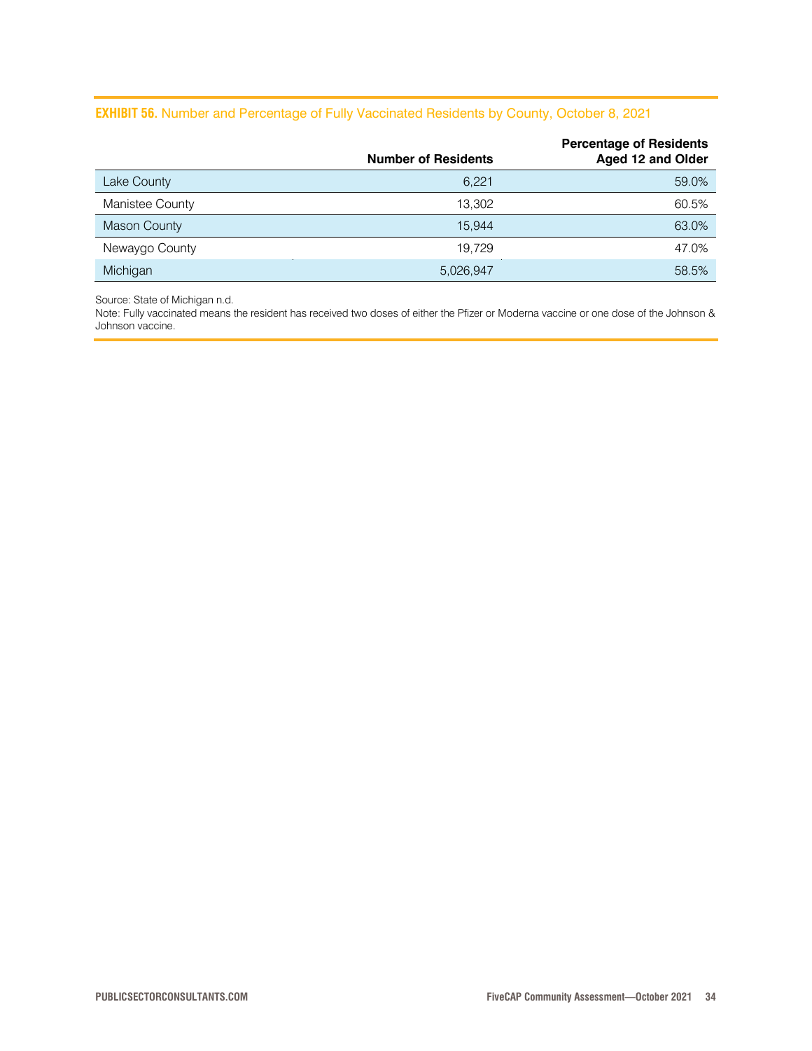**EXHIBIT 56.** Number and Percentage of Fully Vaccinated Residents by County, October 8, 2021

| | Number of Residents | Percentage of Residents Aged 12 and Older |
|---|---|---|
| Lake County | 6,221 | 59.0% |
| Manistee County | 13,302 | 60.5% |
| Mason County | 15,944 | 63.0% |
| Newaygo County | 19,729 | 47.0% |
| Michigan | 5,026,947 | 58.5% |

Source: State of Michigan n.d.

Note: Fully vaccinated means the resident has received two doses of either the Pfizer or Moderna vaccine or one dose of the Johnson & Johnson vaccine.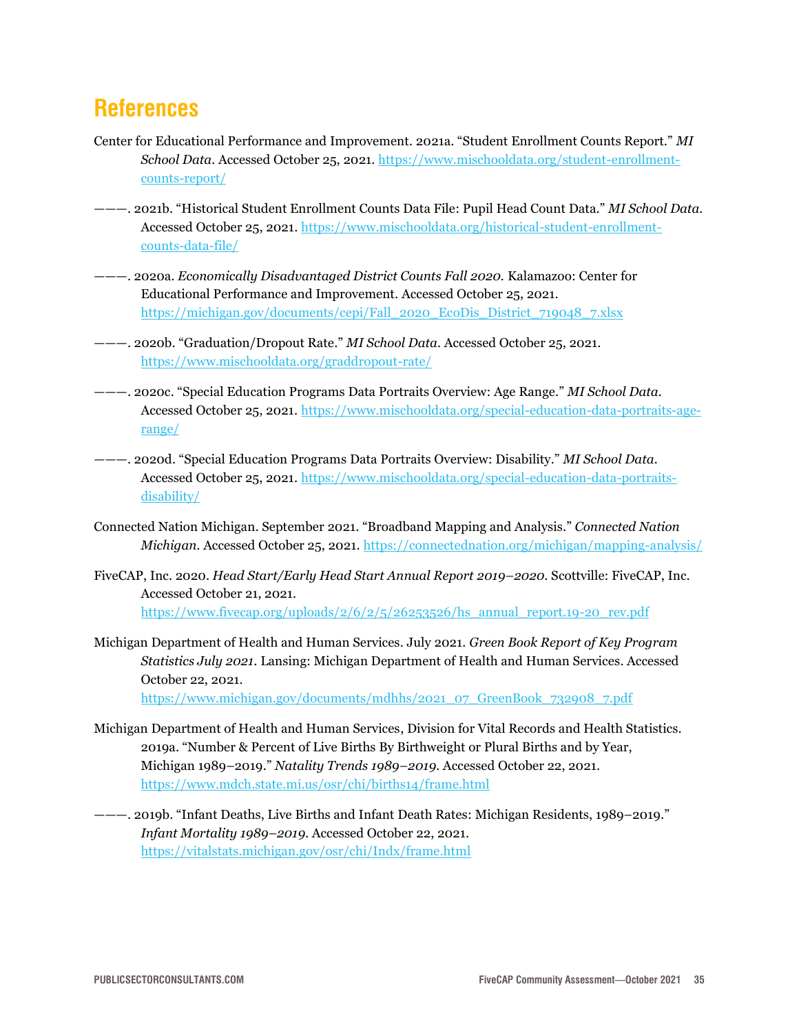# References

Center for Educational Performance and Improvement. 2021a. "Student Enrollment Counts Report." *MI School Data*. Accessed October 25, 2021. https://www.mischooldata.org/student-enrollment-counts-report/

———. 2021b. "Historical Student Enrollment Counts Data File: Pupil Head Count Data." *MI School Data*. Accessed October 25, 2021. https://www.mischooldata.org/historical-student-enrollment-counts-data-file/

———. 2020a. *Economically Disadvantaged District Counts Fall 2020*. Kalamazoo: Center for Educational Performance and Improvement. Accessed October 25, 2021. https://michigan.gov/documents/cepi/Fall_2020_EcoDis_District_719048_7.xlsx

———. 2020b. "Graduation/Dropout Rate." *MI School Data*. Accessed October 25, 2021. https://www.mischooldata.org/graddropout-rate/

———. 2020c. "Special Education Programs Data Portraits Overview: Age Range." *MI School Data*. Accessed October 25, 2021. https://www.mischooldata.org/special-education-data-portraits-age-range/

———. 2020d. "Special Education Programs Data Portraits Overview: Disability." *MI School Data*. Accessed October 25, 2021. https://www.mischooldata.org/special-education-data-portraits-disability/

Connected Nation Michigan. September 2021. "Broadband Mapping and Analysis." *Connected Nation Michigan*. Accessed October 25, 2021. https://connectednation.org/michigan/mapping-analysis/

FiveCAP, Inc. 2020. *Head Start/Early Head Start Annual Report 2019–2020*. Scottville: FiveCAP, Inc. Accessed October 21, 2021. https://www.fivecap.org/uploads/2/6/2/5/26253526/hs_annual_report.19-20_rev.pdf

Michigan Department of Health and Human Services. July 2021. *Green Book Report of Key Program Statistics July 2021*. Lansing: Michigan Department of Health and Human Services. Accessed October 22, 2021. https://www.michigan.gov/documents/mdhhs/2021_07_GreenBook_732908_7.pdf

Michigan Department of Health and Human Services, Division for Vital Records and Health Statistics. 2019a. "Number & Percent of Live Births By Birthweight or Plural Births and by Year, Michigan 1989–2019." *Natality Trends 1989–2019*. Accessed October 22, 2021. https://www.mdch.state.mi.us/osr/chi/births14/frame.html

———. 2019b. "Infant Deaths, Live Births and Infant Death Rates: Michigan Residents, 1989–2019." *Infant Mortality 1989–2019*. Accessed October 22, 2021. https://vitalstats.michigan.gov/osr/chi/Indx/frame.html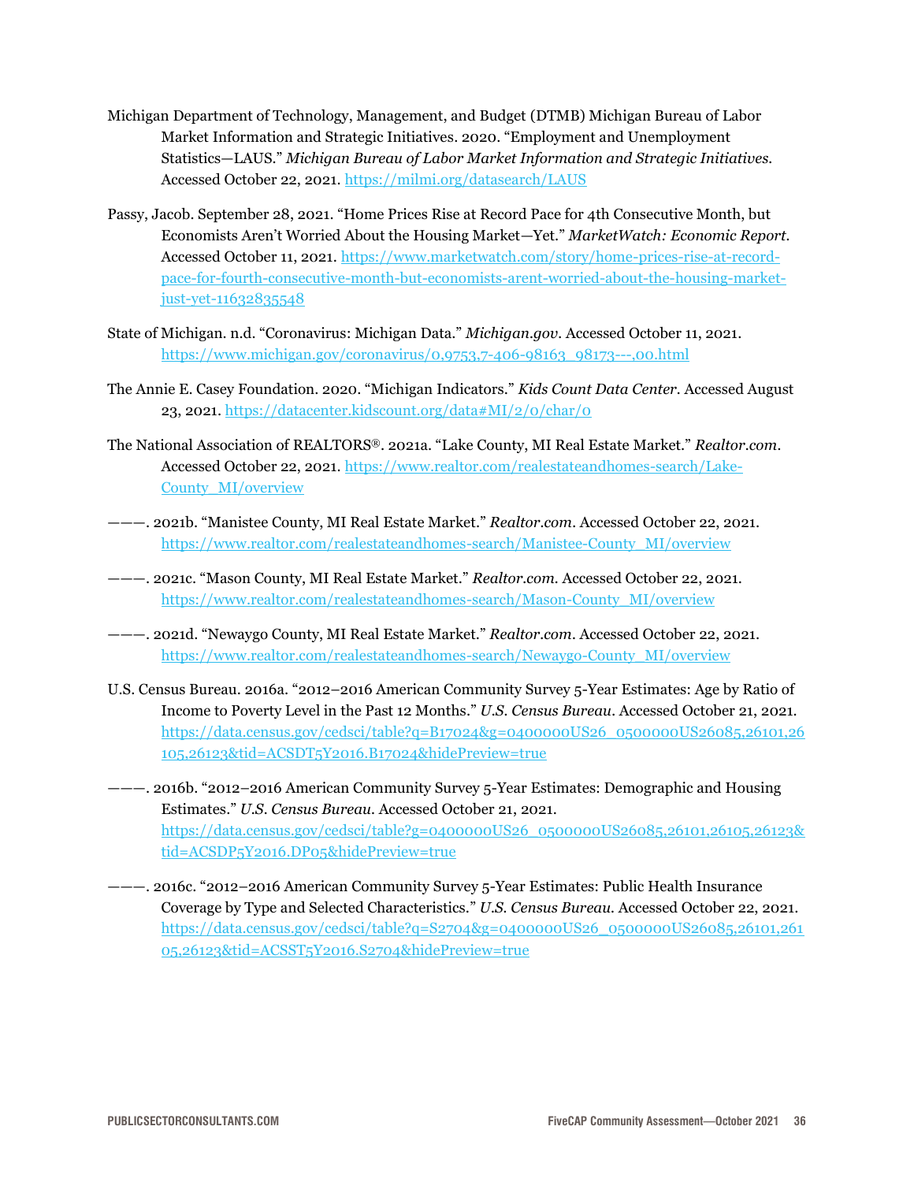Michigan Department of Technology, Management, and Budget (DTMB) Michigan Bureau of Labor Market Information and Strategic Initiatives. 2020. "Employment and Unemployment Statistics—LAUS." *Michigan Bureau of Labor Market Information and Strategic Initiatives*. Accessed October 22, 2021. https://milmi.org/datasearch/LAUS

Passy, Jacob. September 28, 2021. "Home Prices Rise at Record Pace for 4th Consecutive Month, but Economists Aren't Worried About the Housing Market—Yet." *MarketWatch: Economic Report*. Accessed October 11, 2021. https://www.marketwatch.com/story/home-prices-rise-at-record-pace-for-fourth-consecutive-month-but-economists-arent-worried-about-the-housing-market-just-yet-11632835548

State of Michigan. n.d. "Coronavirus: Michigan Data." *Michigan.gov*. Accessed October 11, 2021. https://www.michigan.gov/coronavirus/0,9753,7-406-98163_98173---,00.html

The Annie E. Casey Foundation. 2020. "Michigan Indicators." *Kids Count Data Center*. Accessed August 23, 2021. https://datacenter.kidscount.org/data#MI/2/0/char/0

The National Association of REALTORS®. 2021a. "Lake County, MI Real Estate Market." *Realtor.com*. Accessed October 22, 2021. https://www.realtor.com/realestateandhomes-search/Lake-County_MI/overview

———. 2021b. "Manistee County, MI Real Estate Market." *Realtor.com*. Accessed October 22, 2021. https://www.realtor.com/realestateandhomes-search/Manistee-County_MI/overview

———. 2021c. "Mason County, MI Real Estate Market." *Realtor.com*. Accessed October 22, 2021. https://www.realtor.com/realestateandhomes-search/Mason-County_MI/overview

———. 2021d. "Newaygo County, MI Real Estate Market." *Realtor.com*. Accessed October 22, 2021. https://www.realtor.com/realestateandhomes-search/Newaygo-County_MI/overview

U.S. Census Bureau. 2016a. "2012–2016 American Community Survey 5-Year Estimates: Age by Ratio of Income to Poverty Level in the Past 12 Months." *U.S. Census Bureau*. Accessed October 21, 2021. https://data.census.gov/cedsci/table?q=B17024&g=0400000US26_0500000US26085,26101,26105,26123&tid=ACSDT5Y2016.B17024&hidePreview=true

———. 2016b. "2012–2016 American Community Survey 5-Year Estimates: Demographic and Housing Estimates." *U.S. Census Bureau*. Accessed October 21, 2021. https://data.census.gov/cedsci/table?g=0400000US26_0500000US26085,26101,26105,26123&tid=ACSDP5Y2016.DP05&hidePreview=true

———. 2016c. "2012–2016 American Community Survey 5-Year Estimates: Public Health Insurance Coverage by Type and Selected Characteristics." *U.S. Census Bureau*. Accessed October 22, 2021. https://data.census.gov/cedsci/table?q=S2704&g=0400000US26_0500000US26085,26101,26105,26123&tid=ACSST5Y2016.S2704&hidePreview=true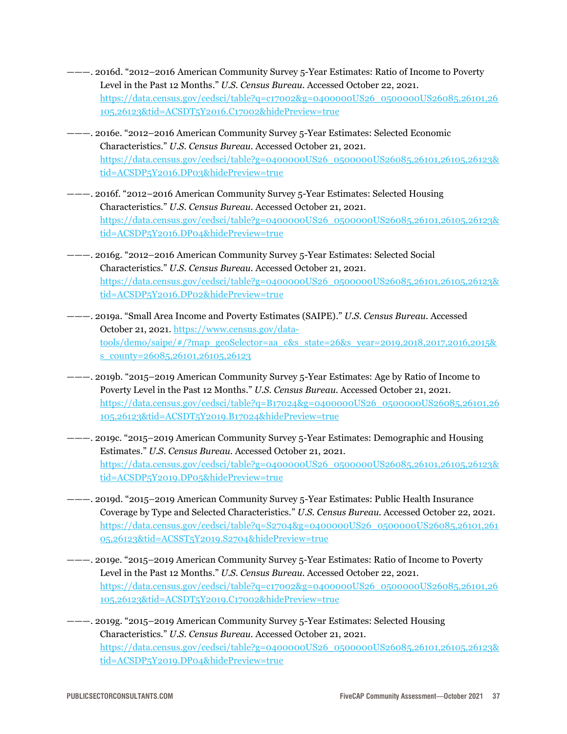———. 2016d. "2012–2016 American Community Survey 5-Year Estimates: Ratio of Income to Poverty Level in the Past 12 Months." *U.S. Census Bureau*. Accessed October 22, 2021. https://data.census.gov/cedsci/table?q=c17002&g=0400000US26_0500000US26085,26101,26105,26123&tid=ACSDT5Y2016.C17002&hidePreview=true

———. 2016e. "2012–2016 American Community Survey 5-Year Estimates: Selected Economic Characteristics." *U.S. Census Bureau*. Accessed October 21, 2021. https://data.census.gov/cedsci/table?g=0400000US26_0500000US26085,26101,26105,26123&tid=ACSDP5Y2016.DP03&hidePreview=true

———. 2016f. "2012–2016 American Community Survey 5-Year Estimates: Selected Housing Characteristics." *U.S. Census Bureau*. Accessed October 21, 2021. https://data.census.gov/cedsci/table?g=0400000US26_0500000US26085,26101,26105,26123&tid=ACSDP5Y2016.DP04&hidePreview=true

———. 2016g. "2012–2016 American Community Survey 5-Year Estimates: Selected Social Characteristics." *U.S. Census Bureau*. Accessed October 21, 2021. https://data.census.gov/cedsci/table?g=0400000US26_0500000US26085,26101,26105,26123&tid=ACSDP5Y2016.DP02&hidePreview=true

———. 2019a. "Small Area Income and Poverty Estimates (SAIPE)." *U.S. Census Bureau*. Accessed October 21, 2021. https://www.census.gov/data-tools/demo/saipe/#/?map_geoSelector=aa_c&s_state=26&s_year=2019,2018,2017,2016,2015&s_county=26085,26101,26105,26123

———. 2019b. "2015–2019 American Community Survey 5-Year Estimates: Age by Ratio of Income to Poverty Level in the Past 12 Months." *U.S. Census Bureau*. Accessed October 21, 2021. https://data.census.gov/cedsci/table?q=B17024&g=0400000US26_0500000US26085,26101,26105,26123&tid=ACSDT5Y2019.B17024&hidePreview=true

———. 2019c. "2015–2019 American Community Survey 5-Year Estimates: Demographic and Housing Estimates." *U.S. Census Bureau*. Accessed October 21, 2021. https://data.census.gov/cedsci/table?g=0400000US26_0500000US26085,26101,26105,26123&tid=ACSDP5Y2019.DP05&hidePreview=true

———. 2019d. "2015–2019 American Community Survey 5-Year Estimates: Public Health Insurance Coverage by Type and Selected Characteristics." *U.S. Census Bureau*. Accessed October 22, 2021. https://data.census.gov/cedsci/table?q=S2704&g=0400000US26_0500000US26085,26101,26105,26123&tid=ACSST5Y2019.S2704&hidePreview=true

———. 2019e. "2015–2019 American Community Survey 5-Year Estimates: Ratio of Income to Poverty Level in the Past 12 Months." *U.S. Census Bureau*. Accessed October 22, 2021. https://data.census.gov/cedsci/table?q=c17002&g=0400000US26_0500000US26085,26101,26105,26123&tid=ACSDT5Y2019.C17002&hidePreview=true

———. 2019g. "2015–2019 American Community Survey 5-Year Estimates: Selected Housing Characteristics." *U.S. Census Bureau*. Accessed October 21, 2021. https://data.census.gov/cedsci/table?g=0400000US26_0500000US26085,26101,26105,26123&tid=ACSDP5Y2019.DP04&hidePreview=true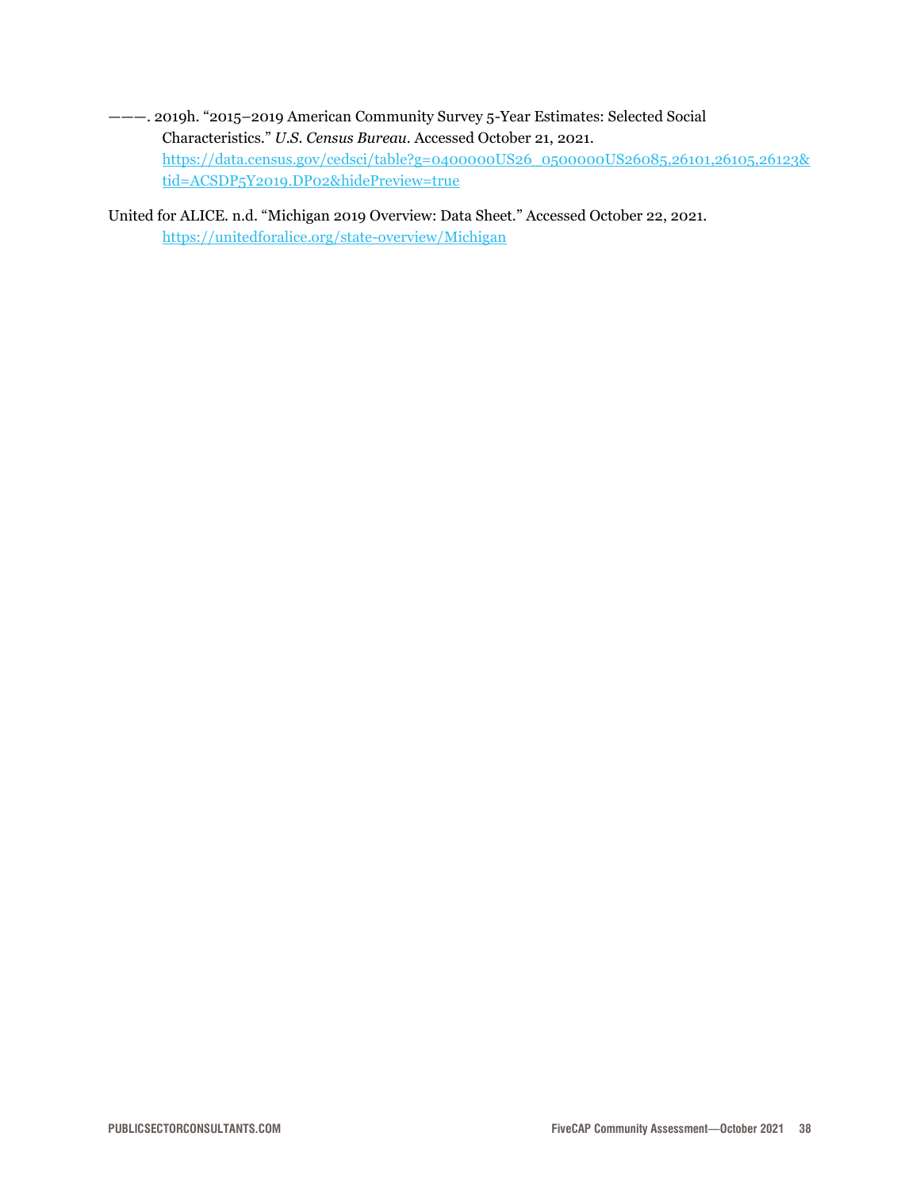———. 2019h. “2015–2019 American Community Survey 5-Year Estimates: Selected Social Characteristics.” *U.S. Census Bureau*. Accessed October 21, 2021. https://data.census.gov/cedsci/table?g=0400000US26_0500000US26085,26101,26105,26123&tid=ACSDP5Y2019.DP02&hidePreview=true

United for ALICE. n.d. “Michigan 2019 Overview: Data Sheet.” Accessed October 22, 2021. https://unitedforalice.org/state-overview/Michigan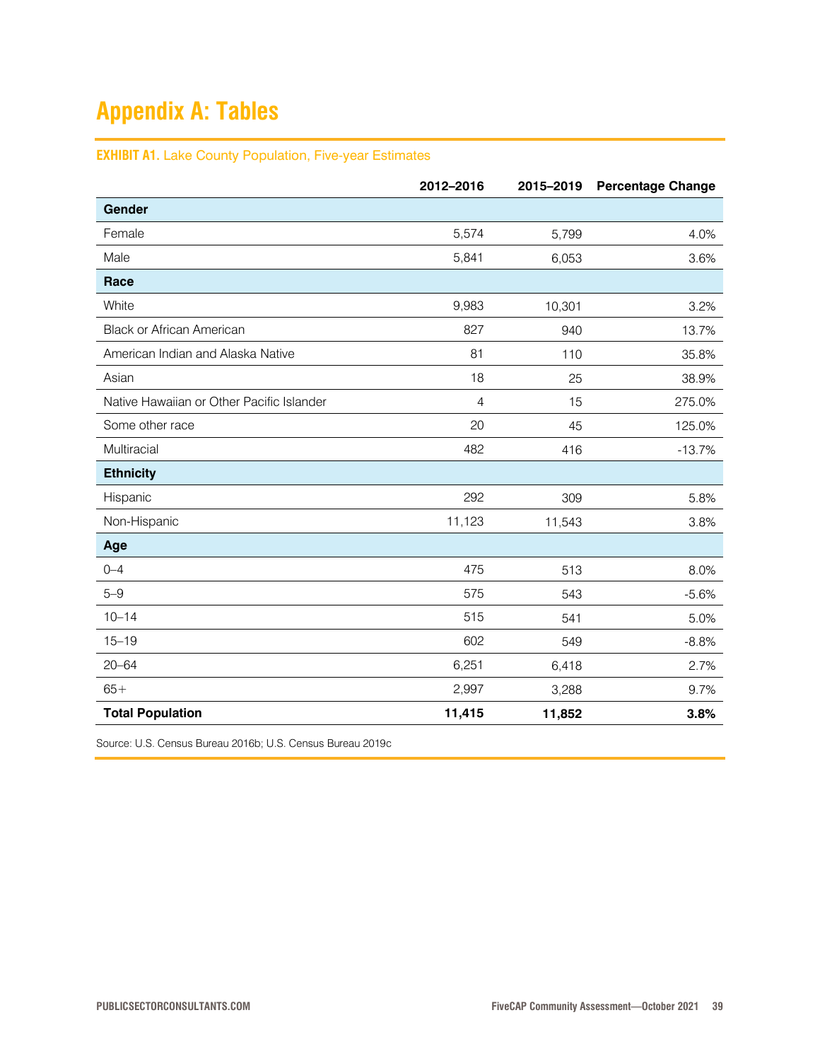# Appendix A: Tables

**EXHIBIT A1.** Lake County Population, Five-year Estimates

| | 2012–2016 | 2015–2019 | Percentage Change |
|---|---|---|---|
| **Gender** | | | |
| Female | 5,574 | 5,799 | 4.0% |
| Male | 5,841 | 6,053 | 3.6% |
| **Race** | | | |
| White | 9,983 | 10,301 | 3.2% |
| Black or African American | 827 | 940 | 13.7% |
| American Indian and Alaska Native | 81 | 110 | 35.8% |
| Asian | 18 | 25 | 38.9% |
| Native Hawaiian or Other Pacific Islander | 4 | 15 | 275.0% |
| Some other race | 20 | 45 | 125.0% |
| Multiracial | 482 | 416 | -13.7% |
| **Ethnicity** | | | |
| Hispanic | 292 | 309 | 5.8% |
| Non-Hispanic | 11,123 | 11,543 | 3.8% |
| **Age** | | | |
| 0–4 | 475 | 513 | 8.0% |
| 5–9 | 575 | 543 | -5.6% |
| 10–14 | 515 | 541 | 5.0% |
| 15–19 | 602 | 549 | -8.8% |
| 20–64 | 6,251 | 6,418 | 2.7% |
| 65+ | 2,997 | 3,288 | 9.7% |
| **Total Population** | **11,415** | **11,852** | **3.8%** |

Source: U.S. Census Bureau 2016b; U.S. Census Bureau 2019c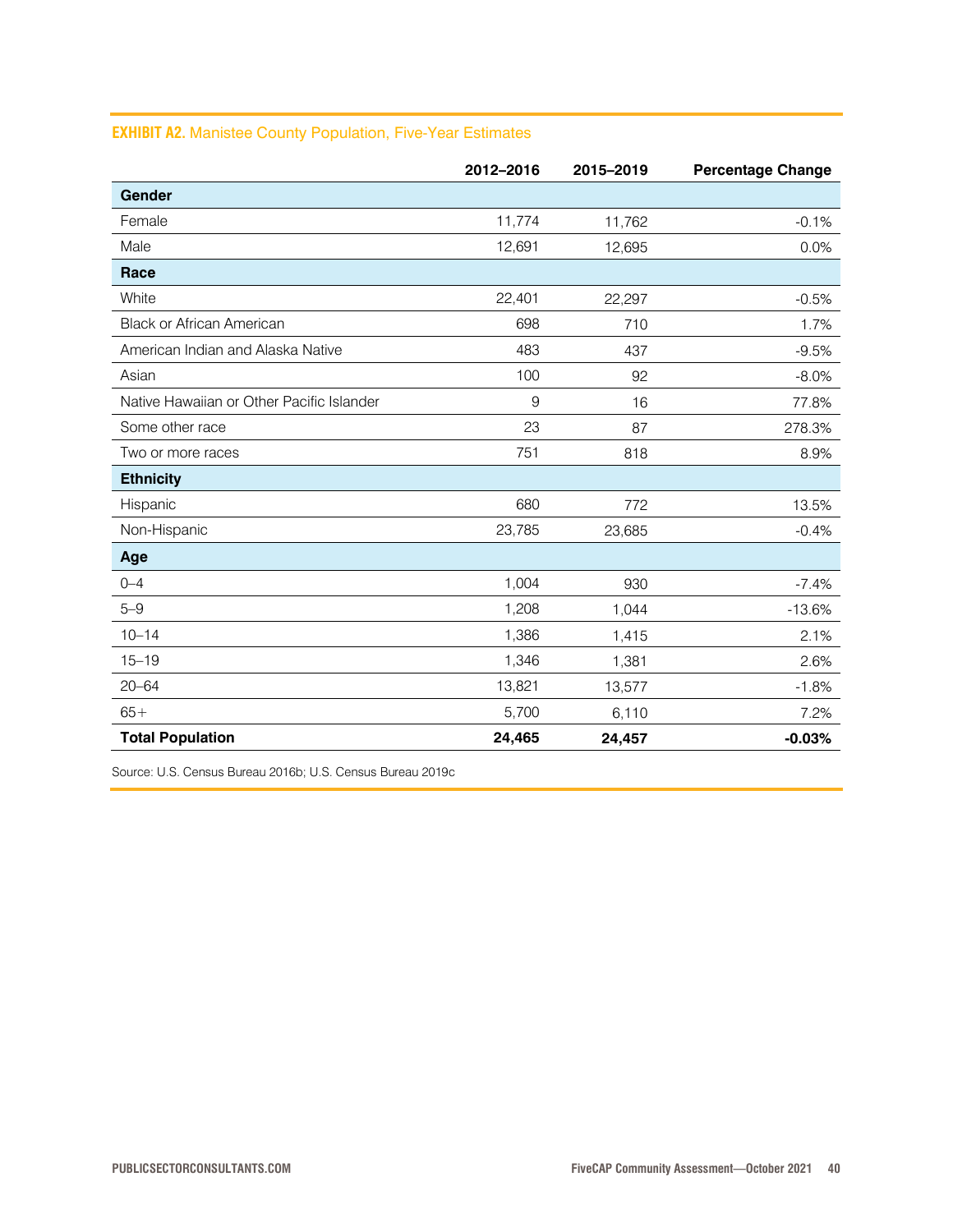**EXHIBIT A2.** Manistee County Population, Five-Year Estimates

| | 2012–2016 | 2015–2019 | Percentage Change |
|---|---|---|---|
| **Gender** | | | |
| Female | 11,774 | 11,762 | -0.1% |
| Male | 12,691 | 12,695 | 0.0% |
| **Race** | | | |
| White | 22,401 | 22,297 | -0.5% |
| Black or African American | 698 | 710 | 1.7% |
| American Indian and Alaska Native | 483 | 437 | -9.5% |
| Asian | 100 | 92 | -8.0% |
| Native Hawaiian or Other Pacific Islander | 9 | 16 | 77.8% |
| Some other race | 23 | 87 | 278.3% |
| Two or more races | 751 | 818 | 8.9% |
| **Ethnicity** | | | |
| Hispanic | 680 | 772 | 13.5% |
| Non-Hispanic | 23,785 | 23,685 | -0.4% |
| **Age** | | | |
| 0–4 | 1,004 | 930 | -7.4% |
| 5–9 | 1,208 | 1,044 | -13.6% |
| 10–14 | 1,386 | 1,415 | 2.1% |
| 15–19 | 1,346 | 1,381 | 2.6% |
| 20–64 | 13,821 | 13,577 | -1.8% |
| 65+ | 5,700 | 6,110 | 7.2% |
| **Total Population** | **24,465** | **24,457** | **-0.03%** |

Source: U.S. Census Bureau 2016b; U.S. Census Bureau 2019c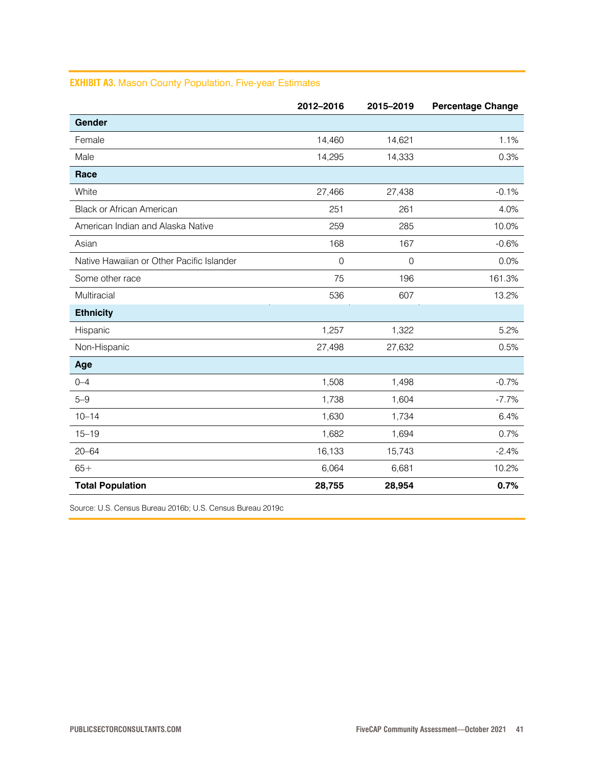**EXHIBIT A3.** Mason County Population, Five-year Estimates

| | 2012–2016 | 2015–2019 | Percentage Change |
|---|---|---|---|
| **Gender** | | | |
| Female | 14,460 | 14,621 | 1.1% |
| Male | 14,295 | 14,333 | 0.3% |
| **Race** | | | |
| White | 27,466 | 27,438 | -0.1% |
| Black or African American | 251 | 261 | 4.0% |
| American Indian and Alaska Native | 259 | 285 | 10.0% |
| Asian | 168 | 167 | -0.6% |
| Native Hawaiian or Other Pacific Islander | 0 | 0 | 0.0% |
| Some other race | 75 | 196 | 161.3% |
| Multiracial | 536 | 607 | 13.2% |
| **Ethnicity** | | | |
| Hispanic | 1,257 | 1,322 | 5.2% |
| Non-Hispanic | 27,498 | 27,632 | 0.5% |
| **Age** | | | |
| 0–4 | 1,508 | 1,498 | -0.7% |
| 5–9 | 1,738 | 1,604 | -7.7% |
| 10–14 | 1,630 | 1,734 | 6.4% |
| 15–19 | 1,682 | 1,694 | 0.7% |
| 20–64 | 16,133 | 15,743 | -2.4% |
| 65+ | 6,064 | 6,681 | 10.2% |
| **Total Population** | **28,755** | **28,954** | **0.7%** |

Source: U.S. Census Bureau 2016b; U.S. Census Bureau 2019c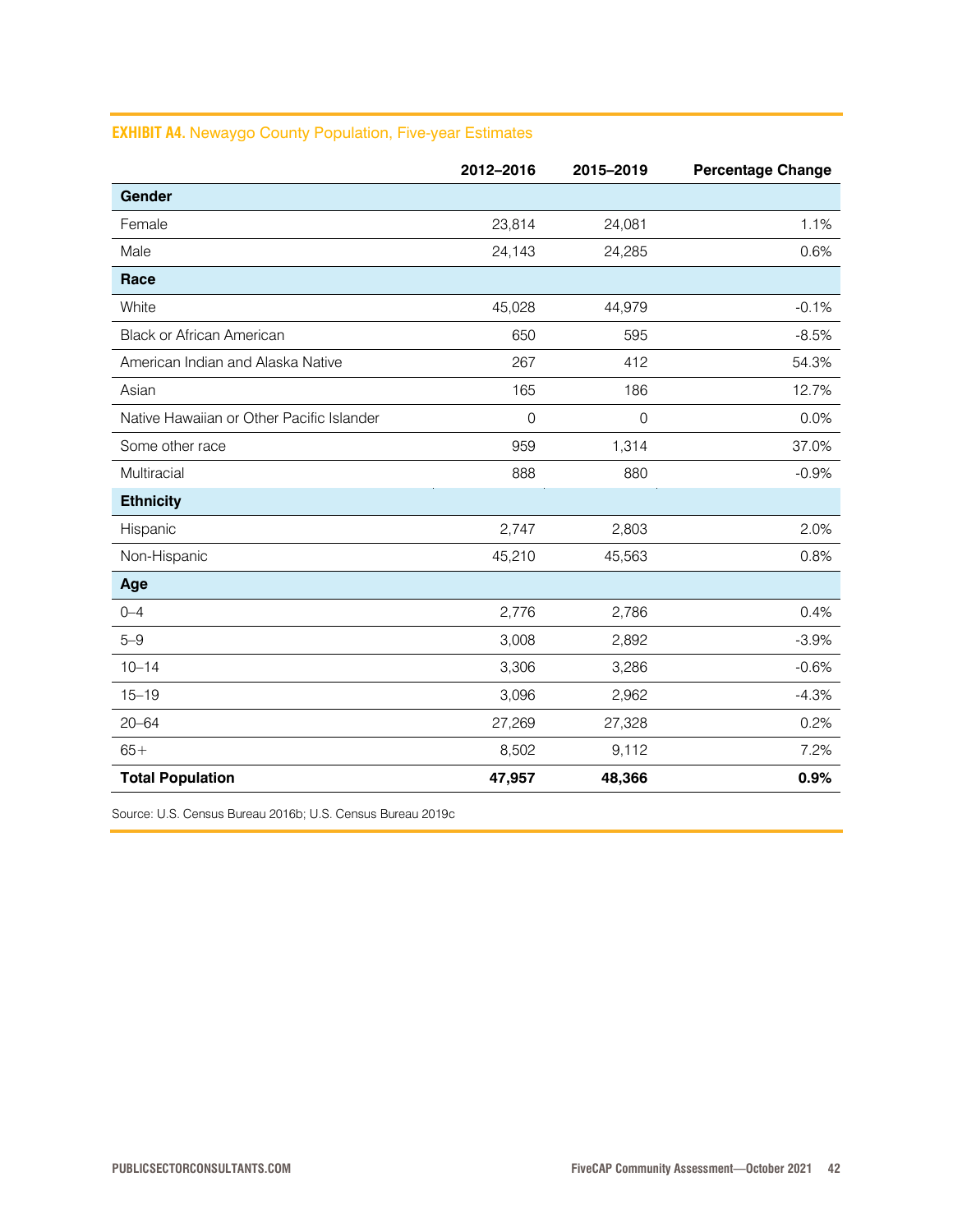**EXHIBIT A4.** Newaygo County Population, Five-year Estimates

| | 2012–2016 | 2015–2019 | Percentage Change |
|---|---|---|---|
| **Gender** | | | |
| Female | 23,814 | 24,081 | 1.1% |
| Male | 24,143 | 24,285 | 0.6% |
| **Race** | | | |
| White | 45,028 | 44,979 | -0.1% |
| Black or African American | 650 | 595 | -8.5% |
| American Indian and Alaska Native | 267 | 412 | 54.3% |
| Asian | 165 | 186 | 12.7% |
| Native Hawaiian or Other Pacific Islander | 0 | 0 | 0.0% |
| Some other race | 959 | 1,314 | 37.0% |
| Multiracial | 888 | 880 | -0.9% |
| **Ethnicity** | | | |
| Hispanic | 2,747 | 2,803 | 2.0% |
| Non-Hispanic | 45,210 | 45,563 | 0.8% |
| **Age** | | | |
| 0–4 | 2,776 | 2,786 | 0.4% |
| 5–9 | 3,008 | 2,892 | -3.9% |
| 10–14 | 3,306 | 3,286 | -0.6% |
| 15–19 | 3,096 | 2,962 | -4.3% |
| 20–64 | 27,269 | 27,328 | 0.2% |
| 65+ | 8,502 | 9,112 | 7.2% |
| **Total Population** | **47,957** | **48,366** | **0.9%** |

Source: U.S. Census Bureau 2016b; U.S. Census Bureau 2019c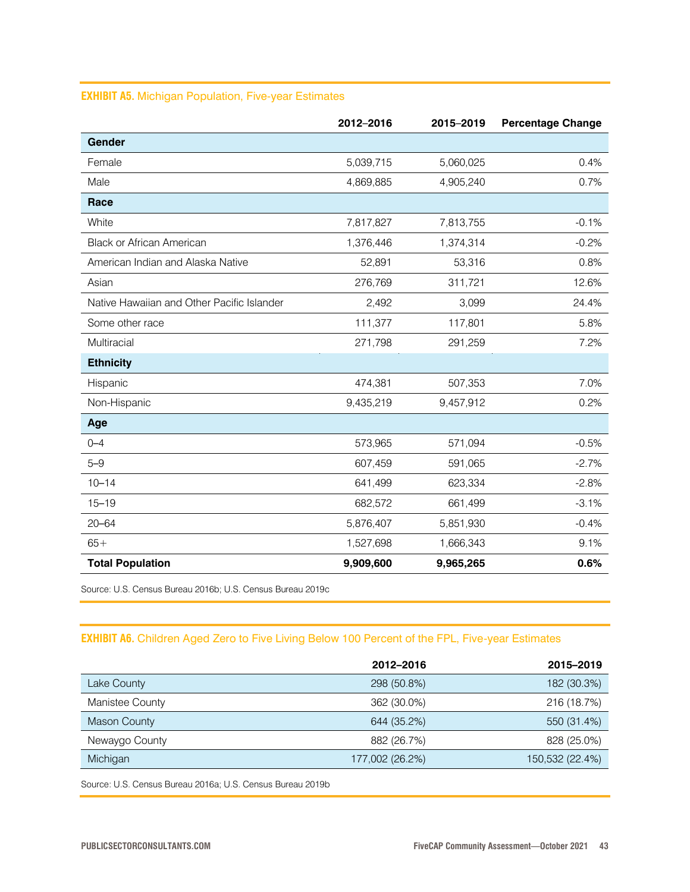**EXHIBIT A5.** Michigan Population, Five-year Estimates

| | 2012–2016 | 2015–2019 | Percentage Change |
|---|---|---|---|
| **Gender** | | | |
| Female | 5,039,715 | 5,060,025 | 0.4% |
| Male | 4,869,885 | 4,905,240 | 0.7% |
| **Race** | | | |
| White | 7,817,827 | 7,813,755 | -0.1% |
| Black or African American | 1,376,446 | 1,374,314 | -0.2% |
| American Indian and Alaska Native | 52,891 | 53,316 | 0.8% |
| Asian | 276,769 | 311,721 | 12.6% |
| Native Hawaiian and Other Pacific Islander | 2,492 | 3,099 | 24.4% |
| Some other race | 111,377 | 117,801 | 5.8% |
| Multiracial | 271,798 | 291,259 | 7.2% |
| **Ethnicity** | | | |
| Hispanic | 474,381 | 507,353 | 7.0% |
| Non-Hispanic | 9,435,219 | 9,457,912 | 0.2% |
| **Age** | | | |
| 0–4 | 573,965 | 571,094 | -0.5% |
| 5–9 | 607,459 | 591,065 | -2.7% |
| 10–14 | 641,499 | 623,334 | -2.8% |
| 15–19 | 682,572 | 661,499 | -3.1% |
| 20–64 | 5,876,407 | 5,851,930 | -0.4% |
| 65+ | 1,527,698 | 1,666,343 | 9.1% |
| **Total Population** | **9,909,600** | **9,965,265** | **0.6%** |

Source: U.S. Census Bureau 2016b; U.S. Census Bureau 2019c

**EXHIBIT A6.** Children Aged Zero to Five Living Below 100 Percent of the FPL, Five-year Estimates

| | 2012–2016 | 2015–2019 |
|---|---|---|
| Lake County | 298 (50.8%) | 182 (30.3%) |
| Manistee County | 362 (30.0%) | 216 (18.7%) |
| Mason County | 644 (35.2%) | 550 (31.4%) |
| Newaygo County | 882 (26.7%) | 828 (25.0%) |
| Michigan | 177,002 (26.2%) | 150,532 (22.4%) |

Source: U.S. Census Bureau 2016a; U.S. Census Bureau 2019b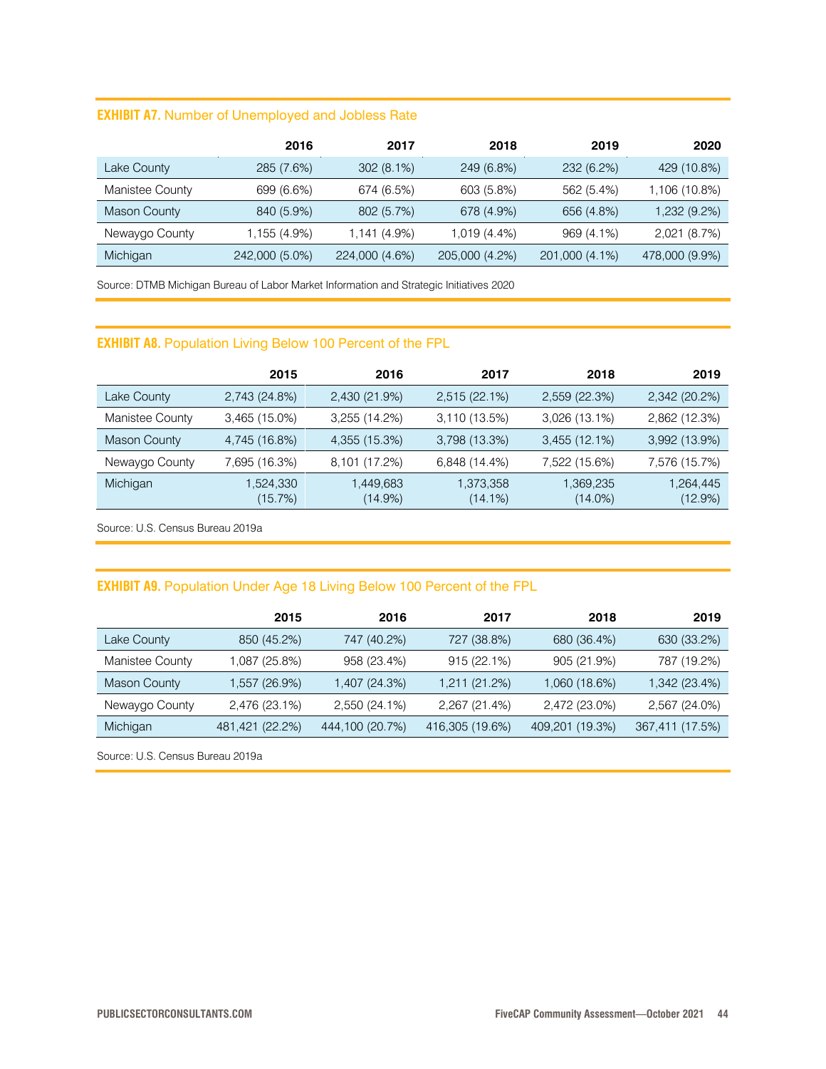**EXHIBIT A7.** Number of Unemployed and Jobless Rate

| | 2016 | 2017 | 2018 | 2019 | 2020 |
|---|---|---|---|---|---|
| Lake County | 285 (7.6%) | 302 (8.1%) | 249 (6.8%) | 232 (6.2%) | 429 (10.8%) |
| Manistee County | 699 (6.6%) | 674 (6.5%) | 603 (5.8%) | 562 (5.4%) | 1,106 (10.8%) |
| Mason County | 840 (5.9%) | 802 (5.7%) | 678 (4.9%) | 656 (4.8%) | 1,232 (9.2%) |
| Newaygo County | 1,155 (4.9%) | 1,141 (4.9%) | 1,019 (4.4%) | 969 (4.1%) | 2,021 (8.7%) |
| Michigan | 242,000 (5.0%) | 224,000 (4.6%) | 205,000 (4.2%) | 201,000 (4.1%) | 478,000 (9.9%) |

Source: DTMB Michigan Bureau of Labor Market Information and Strategic Initiatives 2020

**EXHIBIT A8.** Population Living Below 100 Percent of the FPL

| | 2015 | 2016 | 2017 | 2018 | 2019 |
|---|---|---|---|---|---|
| Lake County | 2,743 (24.8%) | 2,430 (21.9%) | 2,515 (22.1%) | 2,559 (22.3%) | 2,342 (20.2%) |
| Manistee County | 3,465 (15.0%) | 3,255 (14.2%) | 3,110 (13.5%) | 3,026 (13.1%) | 2,862 (12.3%) |
| Mason County | 4,745 (16.8%) | 4,355 (15.3%) | 3,798 (13.3%) | 3,455 (12.1%) | 3,992 (13.9%) |
| Newaygo County | 7,695 (16.3%) | 8,101 (17.2%) | 6,848 (14.4%) | 7,522 (15.6%) | 7,576 (15.7%) |
| Michigan | 1,524,330 (15.7%) | 1,449,683 (14.9%) | 1,373,358 (14.1%) | 1,369,235 (14.0%) | 1,264,445 (12.9%) |

Source: U.S. Census Bureau 2019a

**EXHIBIT A9.** Population Under Age 18 Living Below 100 Percent of the FPL

| | 2015 | 2016 | 2017 | 2018 | 2019 |
|---|---|---|---|---|---|
| Lake County | 850 (45.2%) | 747 (40.2%) | 727 (38.8%) | 680 (36.4%) | 630 (33.2%) |
| Manistee County | 1,087 (25.8%) | 958 (23.4%) | 915 (22.1%) | 905 (21.9%) | 787 (19.2%) |
| Mason County | 1,557 (26.9%) | 1,407 (24.3%) | 1,211 (21.2%) | 1,060 (18.6%) | 1,342 (23.4%) |
| Newaygo County | 2,476 (23.1%) | 2,550 (24.1%) | 2,267 (21.4%) | 2,472 (23.0%) | 2,567 (24.0%) |
| Michigan | 481,421 (22.2%) | 444,100 (20.7%) | 416,305 (19.6%) | 409,201 (19.3%) | 367,411 (17.5%) |

Source: U.S. Census Bureau 2019a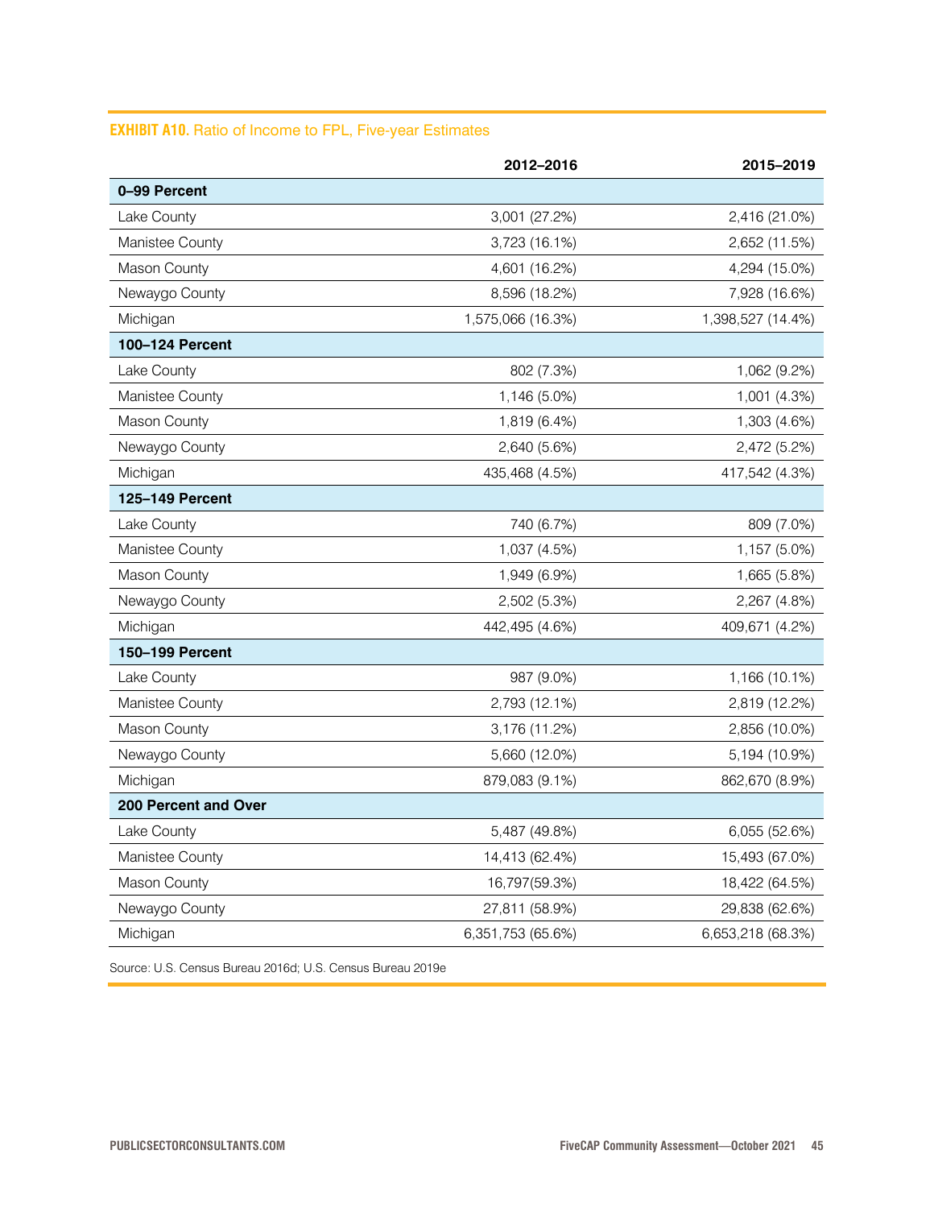**EXHIBIT A10.** Ratio of Income to FPL, Five-year Estimates

| | 2012–2016 | 2015–2019 |
|---|---|---|
| **0–99 Percent** | | |
| Lake County | 3,001 (27.2%) | 2,416 (21.0%) |
| Manistee County | 3,723 (16.1%) | 2,652 (11.5%) |
| Mason County | 4,601 (16.2%) | 4,294 (15.0%) |
| Newaygo County | 8,596 (18.2%) | 7,928 (16.6%) |
| Michigan | 1,575,066 (16.3%) | 1,398,527 (14.4%) |
| **100–124 Percent** | | |
| Lake County | 802 (7.3%) | 1,062 (9.2%) |
| Manistee County | 1,146 (5.0%) | 1,001 (4.3%) |
| Mason County | 1,819 (6.4%) | 1,303 (4.6%) |
| Newaygo County | 2,640 (5.6%) | 2,472 (5.2%) |
| Michigan | 435,468 (4.5%) | 417,542 (4.3%) |
| **125–149 Percent** | | |
| Lake County | 740 (6.7%) | 809 (7.0%) |
| Manistee County | 1,037 (4.5%) | 1,157 (5.0%) |
| Mason County | 1,949 (6.9%) | 1,665 (5.8%) |
| Newaygo County | 2,502 (5.3%) | 2,267 (4.8%) |
| Michigan | 442,495 (4.6%) | 409,671 (4.2%) |
| **150–199 Percent** | | |
| Lake County | 987 (9.0%) | 1,166 (10.1%) |
| Manistee County | 2,793 (12.1%) | 2,819 (12.2%) |
| Mason County | 3,176 (11.2%) | 2,856 (10.0%) |
| Newaygo County | 5,660 (12.0%) | 5,194 (10.9%) |
| Michigan | 879,083 (9.1%) | 862,670 (8.9%) |
| **200 Percent and Over** | | |
| Lake County | 5,487 (49.8%) | 6,055 (52.6%) |
| Manistee County | 14,413 (62.4%) | 15,493 (67.0%) |
| Mason County | 16,797(59.3%) | 18,422 (64.5%) |
| Newaygo County | 27,811 (58.9%) | 29,838 (62.6%) |
| Michigan | 6,351,753 (65.6%) | 6,653,218 (68.3%) |

Source: U.S. Census Bureau 2016d; U.S. Census Bureau 2019e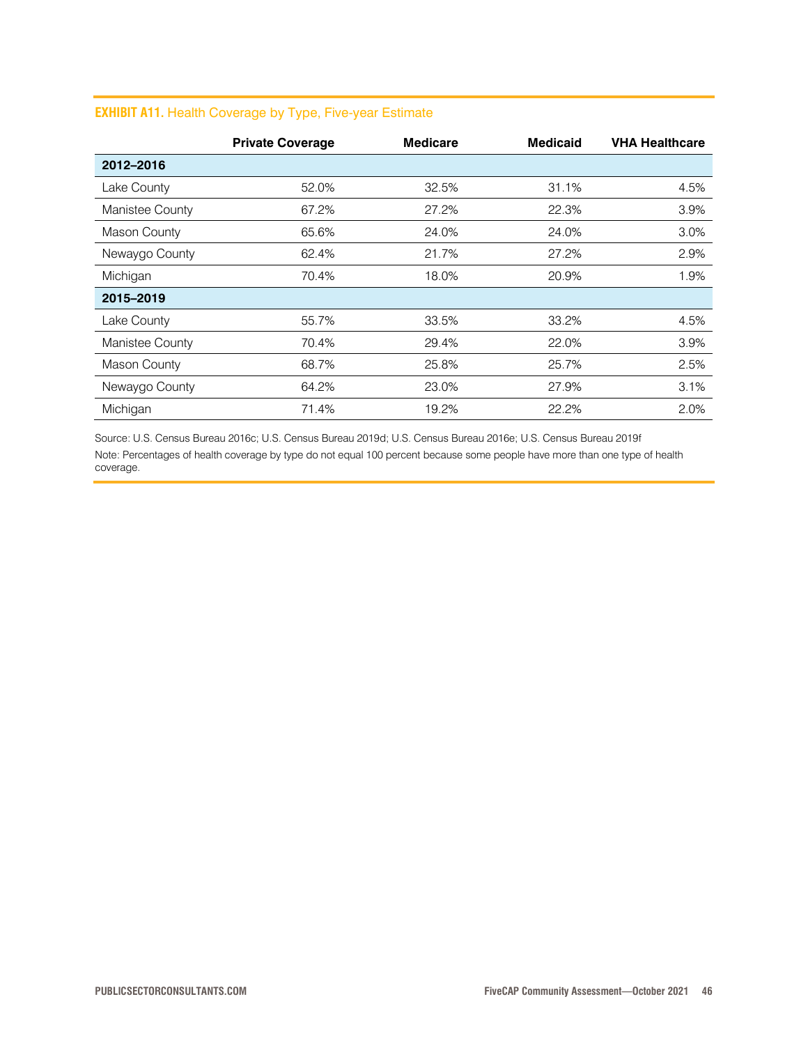**EXHIBIT A11.** Health Coverage by Type, Five-year Estimate

| | Private Coverage | Medicare | Medicaid | VHA Healthcare |
|---|---|---|---|---|
| **2012–2016** | | | | |
| Lake County | 52.0% | 32.5% | 31.1% | 4.5% |
| Manistee County | 67.2% | 27.2% | 22.3% | 3.9% |
| Mason County | 65.6% | 24.0% | 24.0% | 3.0% |
| Newaygo County | 62.4% | 21.7% | 27.2% | 2.9% |
| Michigan | 70.4% | 18.0% | 20.9% | 1.9% |
| **2015–2019** | | | | |
| Lake County | 55.7% | 33.5% | 33.2% | 4.5% |
| Manistee County | 70.4% | 29.4% | 22.0% | 3.9% |
| Mason County | 68.7% | 25.8% | 25.7% | 2.5% |
| Newaygo County | 64.2% | 23.0% | 27.9% | 3.1% |
| Michigan | 71.4% | 19.2% | 22.2% | 2.0% |

Source: U.S. Census Bureau 2016c; U.S. Census Bureau 2019d; U.S. Census Bureau 2016e; U.S. Census Bureau 2019f

Note: Percentages of health coverage by type do not equal 100 percent because some people have more than one type of health coverage.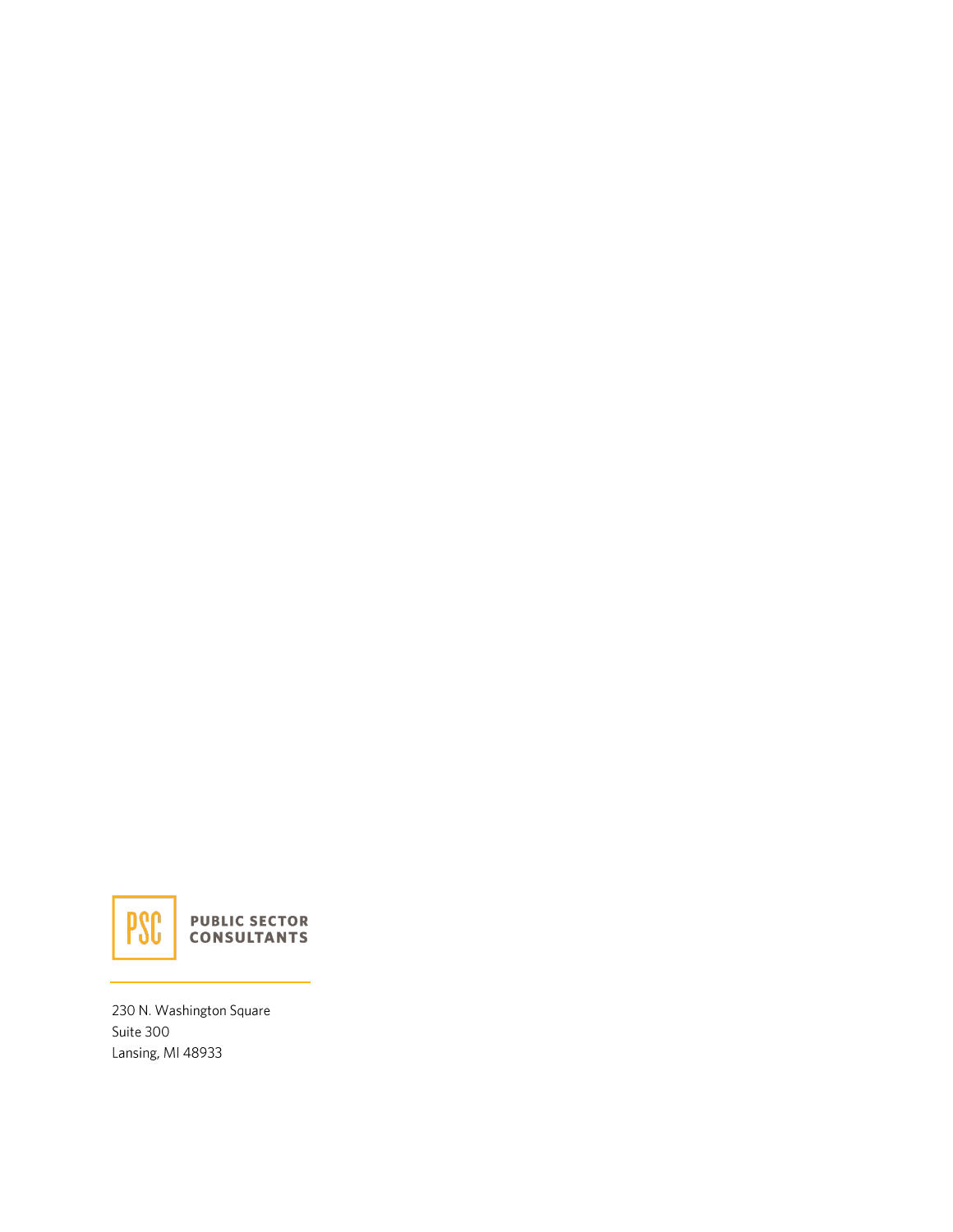PSC

PUBLIC SECTOR
CONSULTANTS

230 N. Washington Square
Suite 300
Lansing, MI 48933